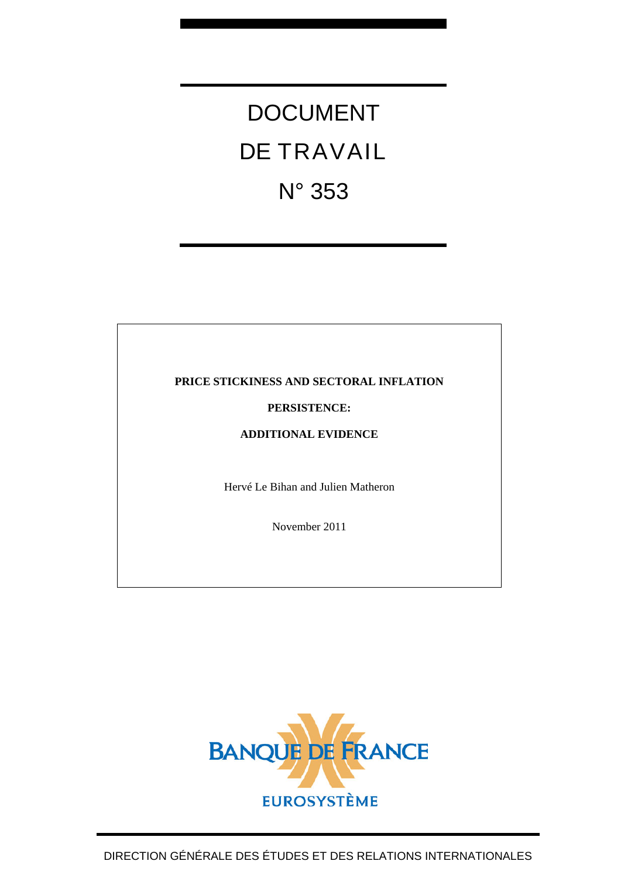# DOCUMENT DE TRAVAIL N° 353

**PRICE STICKINESS AND SECTORAL INFLATION PERSISTENCE: ADDITIONAL EVIDENCE**

Hervé Le Bihan and Julien Matheron

November 2011

BANQUE DE FRANCE

EUROSYSTÈME

DIRECTION GÉNÉRALE DES ÉTUDES ET DES RELATIONS INTERNATIONALES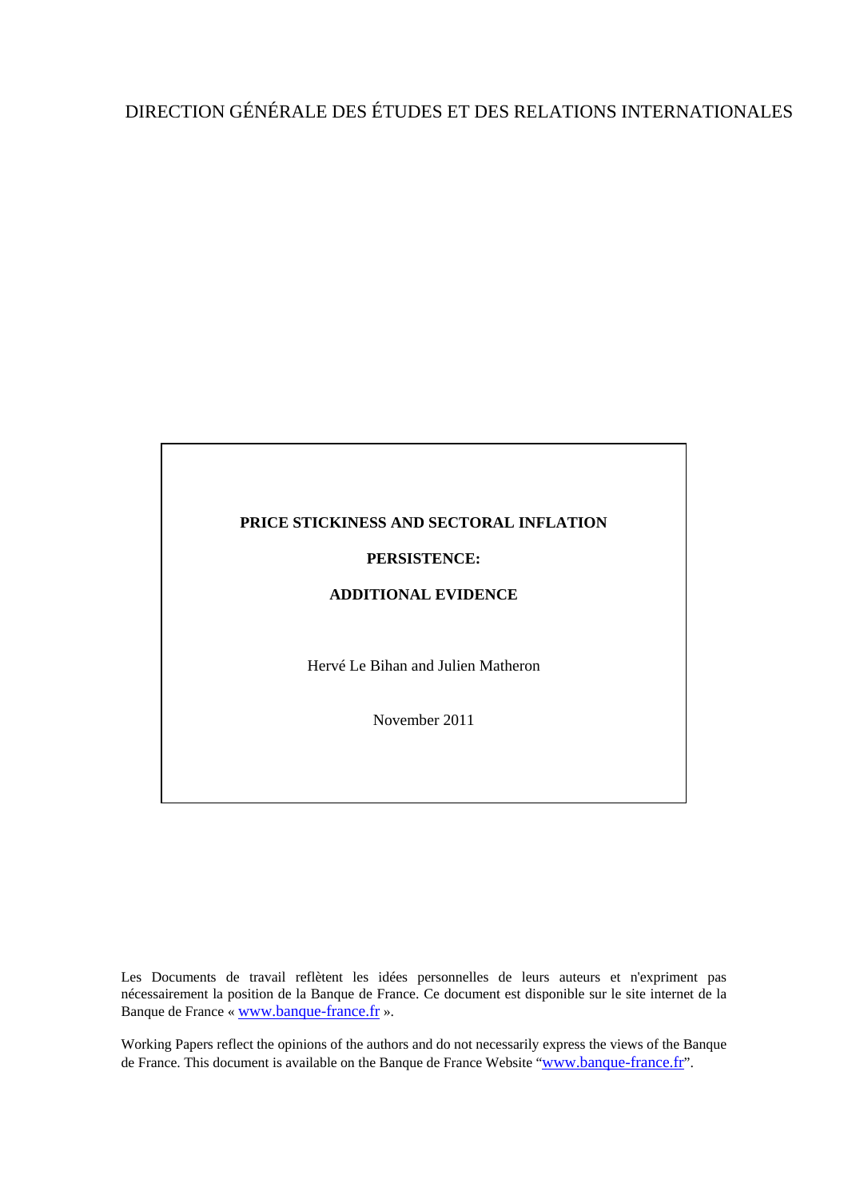DIRECTION GÉNÉRALE DES ÉTUDES ET DES RELATIONS INTERNATIONALES

**PRICE STICKINESS AND SECTORAL INFLATION**

**PERSISTENCE:**

**ADDITIONAL EVIDENCE**

Hervé Le Bihan and Julien Matheron

November 2011

Les Documents de travail reflètent les idées personnelles de leurs auteurs et n'expriment pas nécessairement la position de la Banque de France. Ce document est disponible sur le site internet de la Banque de France « www.banque-france.fr ».

Working Papers reflect the opinions of the authors and do not necessarily express the views of the Banque de France. This document is available on the Banque de France Website "www.banque-france.fr".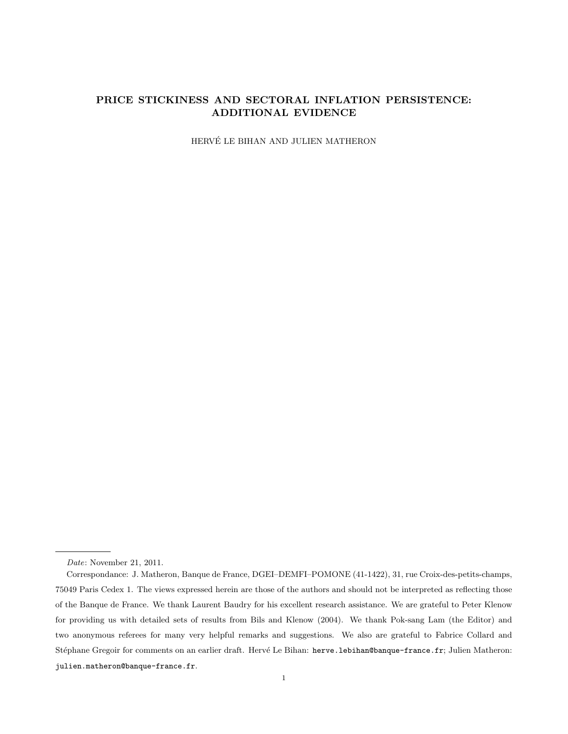# PRICE STICKINESS AND SECTORAL INFLATION PERSISTENCE: ADDITIONAL EVIDENCE

HERVÉ LE BIHAN AND JULIEN MATHERON

---

*Date*: November 21, 2011.

Correspondance: J. Matheron, Banque de France, DGEI–DEMFI–POMONE (41-1422), 31, rue Croix-des-petits-champs, 75049 Paris Cedex 1. The views expressed herein are those of the authors and should not be interpreted as reflecting those of the Banque de France. We thank Laurent Baudry for his excellent research assistance. We are grateful to Peter Klenow for providing us with detailed sets of results from Bils and Klenow (2004). We thank Pok-sang Lam (the Editor) and two anonymous referees for many very helpful remarks and suggestions. We also are grateful to Fabrice Collard and Stéphane Gregoir for comments on an earlier draft. Hervé Le Bihan: `herve.lebihan@banque-france.fr`; Julien Matheron: `julien.matheron@banque-france.fr`.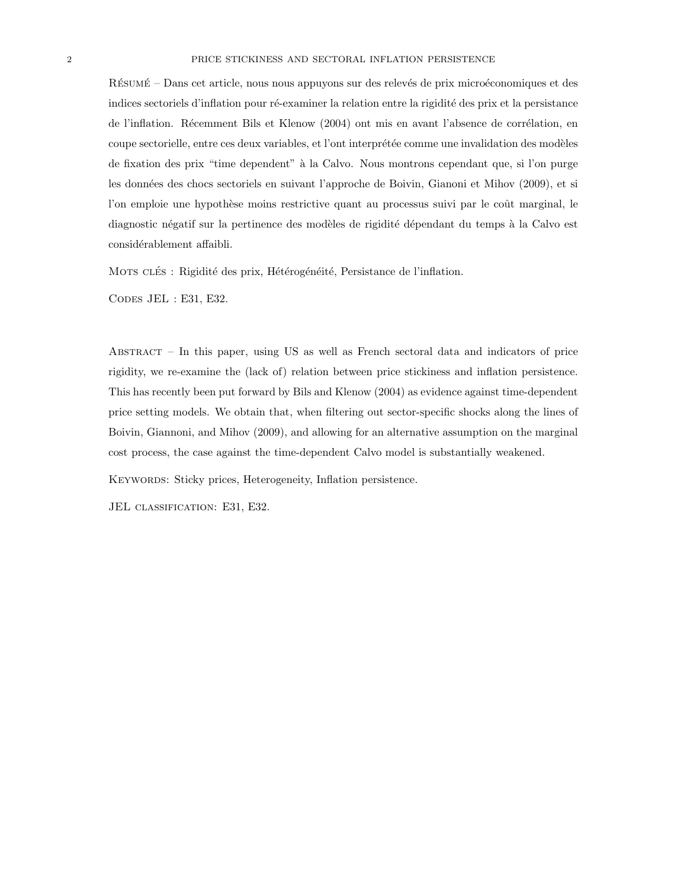Résumé – Dans cet article, nous nous appuyons sur des relevés de prix microéconomiques et des indices sectoriels d'inflation pour ré-examiner la relation entre la rigidité des prix et la persistance de l'inflation. Récemment Bils et Klenow (2004) ont mis en avant l'absence de corrélation, en coupe sectorielle, entre ces deux variables, et l'ont interprétée comme une invalidation des modèles de fixation des prix "time dependent" à la Calvo. Nous montrons cependant que, si l'on purge les données des chocs sectoriels en suivant l'approche de Boivin, Gianoni et Mihov (2009), et si l'on emploie une hypothèse moins restrictive quant au processus suivi par le coût marginal, le diagnostic négatif sur la pertinence des modèles de rigidité dépendant du temps à la Calvo est considérablement affaibli.

Mots clés : Rigidité des prix, Hétérogénéité, Persistance de l'inflation.

Codes JEL : E31, E32.

Abstract – In this paper, using US as well as French sectoral data and indicators of price rigidity, we re-examine the (lack of) relation between price stickiness and inflation persistence. This has recently been put forward by Bils and Klenow (2004) as evidence against time-dependent price setting models. We obtain that, when filtering out sector-specific shocks along the lines of Boivin, Giannoni, and Mihov (2009), and allowing for an alternative assumption on the marginal cost process, the case against the time-dependent Calvo model is substantially weakened.

Keywords: Sticky prices, Heterogeneity, Inflation persistence.

JEL classification: E31, E32.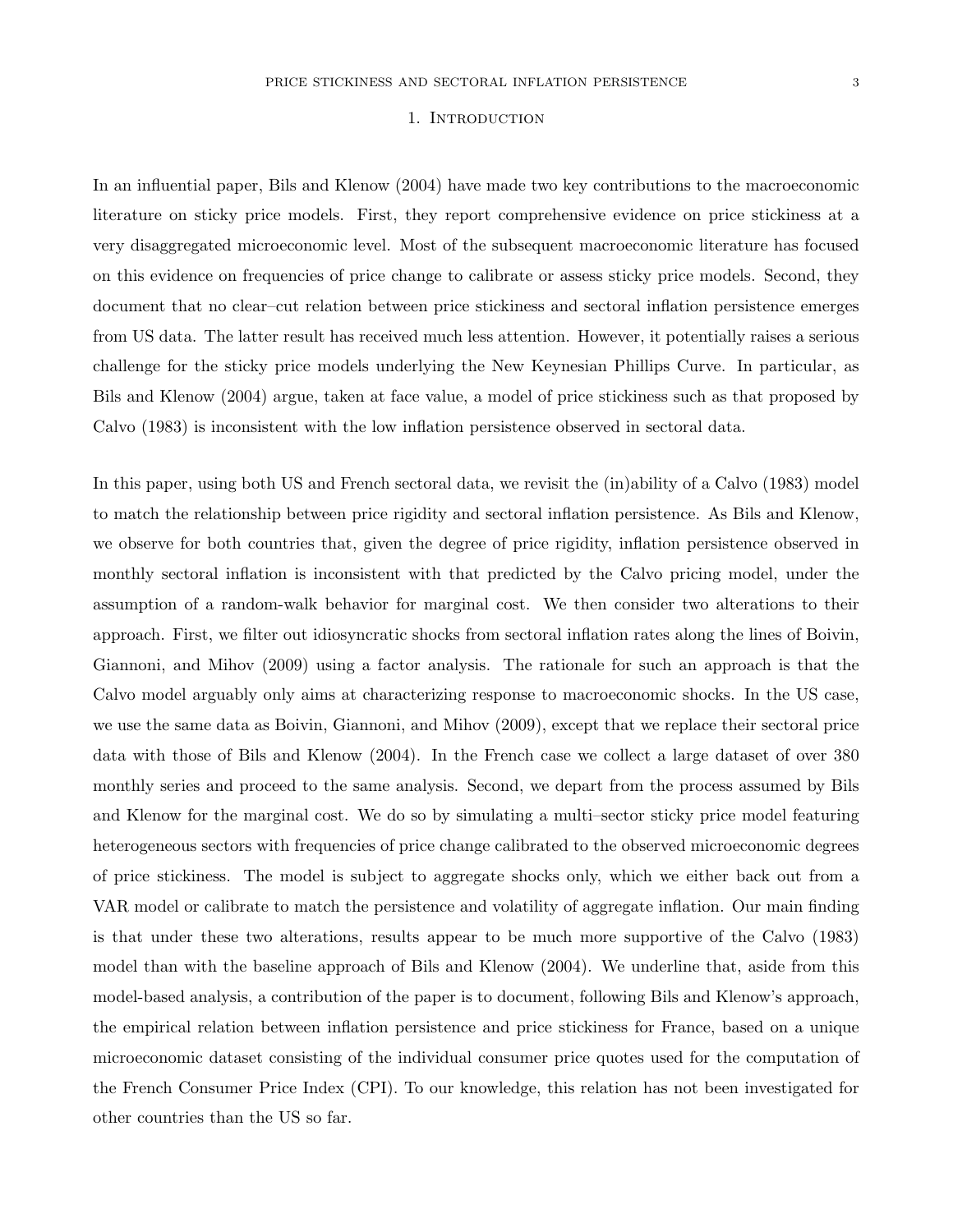# 1. Introduction

In an influential paper, Bils and Klenow (2004) have made two key contributions to the macroeconomic literature on sticky price models. First, they report comprehensive evidence on price stickiness at a very disaggregated microeconomic level. Most of the subsequent macroeconomic literature has focused on this evidence on frequencies of price change to calibrate or assess sticky price models. Second, they document that no clear–cut relation between price stickiness and sectoral inflation persistence emerges from US data. The latter result has received much less attention. However, it potentially raises a serious challenge for the sticky price models underlying the New Keynesian Phillips Curve. In particular, as Bils and Klenow (2004) argue, taken at face value, a model of price stickiness such as that proposed by Calvo (1983) is inconsistent with the low inflation persistence observed in sectoral data.

In this paper, using both US and French sectoral data, we revisit the (in)ability of a Calvo (1983) model to match the relationship between price rigidity and sectoral inflation persistence. As Bils and Klenow, we observe for both countries that, given the degree of price rigidity, inflation persistence observed in monthly sectoral inflation is inconsistent with that predicted by the Calvo pricing model, under the assumption of a random-walk behavior for marginal cost. We then consider two alterations to their approach. First, we filter out idiosyncratic shocks from sectoral inflation rates along the lines of Boivin, Giannoni, and Mihov (2009) using a factor analysis. The rationale for such an approach is that the Calvo model arguably only aims at characterizing response to macroeconomic shocks. In the US case, we use the same data as Boivin, Giannoni, and Mihov (2009), except that we replace their sectoral price data with those of Bils and Klenow (2004). In the French case we collect a large dataset of over 380 monthly series and proceed to the same analysis. Second, we depart from the process assumed by Bils and Klenow for the marginal cost. We do so by simulating a multi–sector sticky price model featuring heterogeneous sectors with frequencies of price change calibrated to the observed microeconomic degrees of price stickiness. The model is subject to aggregate shocks only, which we either back out from a VAR model or calibrate to match the persistence and volatility of aggregate inflation. Our main finding is that under these two alterations, results appear to be much more supportive of the Calvo (1983) model than with the baseline approach of Bils and Klenow (2004). We underline that, aside from this model-based analysis, a contribution of the paper is to document, following Bils and Klenow's approach, the empirical relation between inflation persistence and price stickiness for France, based on a unique microeconomic dataset consisting of the individual consumer price quotes used for the computation of the French Consumer Price Index (CPI). To our knowledge, this relation has not been investigated for other countries than the US so far.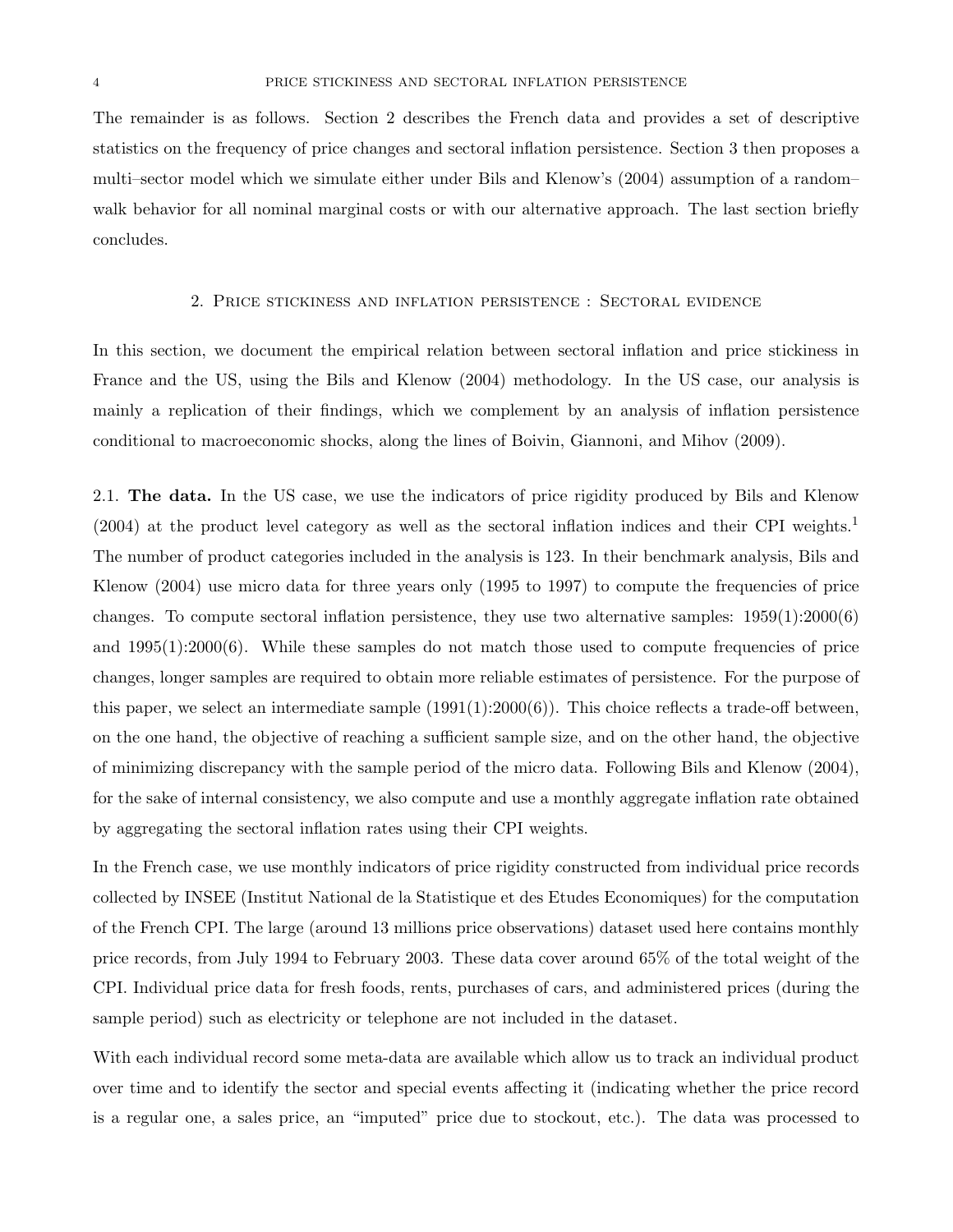The remainder is as follows. Section 2 describes the French data and provides a set of descriptive statistics on the frequency of price changes and sectoral inflation persistence. Section 3 then proposes a multi–sector model which we simulate either under Bils and Klenow's (2004) assumption of a random–walk behavior for all nominal marginal costs or with our alternative approach. The last section briefly concludes.

## 2. Price stickiness and inflation persistence : Sectoral evidence

In this section, we document the empirical relation between sectoral inflation and price stickiness in France and the US, using the Bils and Klenow (2004) methodology. In the US case, our analysis is mainly a replication of their findings, which we complement by an analysis of inflation persistence conditional to macroeconomic shocks, along the lines of Boivin, Giannoni, and Mihov (2009).

2.1. **The data.** In the US case, we use the indicators of price rigidity produced by Bils and Klenow (2004) at the product level category as well as the sectoral inflation indices and their CPI weights.[1] The number of product categories included in the analysis is 123. In their benchmark analysis, Bils and Klenow (2004) use micro data for three years only (1995 to 1997) to compute the frequencies of price changes. To compute sectoral inflation persistence, they use two alternative samples: 1959(1):2000(6) and 1995(1):2000(6). While these samples do not match those used to compute frequencies of price changes, longer samples are required to obtain more reliable estimates of persistence. For the purpose of this paper, we select an intermediate sample (1991(1):2000(6)). This choice reflects a trade-off between, on the one hand, the objective of reaching a sufficient sample size, and on the other hand, the objective of minimizing discrepancy with the sample period of the micro data. Following Bils and Klenow (2004), for the sake of internal consistency, we also compute and use a monthly aggregate inflation rate obtained by aggregating the sectoral inflation rates using their CPI weights.

In the French case, we use monthly indicators of price rigidity constructed from individual price records collected by INSEE (Institut National de la Statistique et des Etudes Economiques) for the computation of the French CPI. The large (around 13 millions price observations) dataset used here contains monthly price records, from July 1994 to February 2003. These data cover around 65% of the total weight of the CPI. Individual price data for fresh foods, rents, purchases of cars, and administered prices (during the sample period) such as electricity or telephone are not included in the dataset.

With each individual record some meta-data are available which allow us to track an individual product over time and to identify the sector and special events affecting it (indicating whether the price record is a regular one, a sales price, an "imputed" price due to stockout, etc.). The data was processed to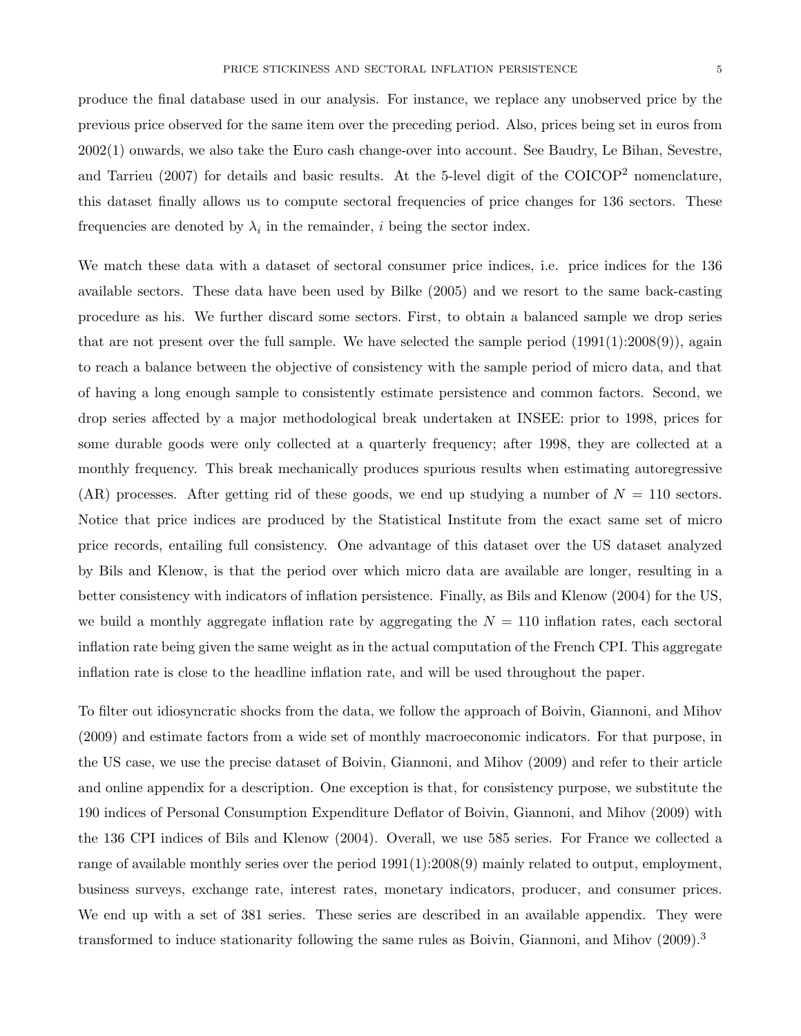produce the final database used in our analysis. For instance, we replace any unobserved price by the previous price observed for the same item over the preceding period. Also, prices being set in euros from 2002(1) onwards, we also take the Euro cash change-over into account. See Baudry, Le Bihan, Sevestre, and Tarrieu (2007) for details and basic results. At the 5-level digit of the COICOP[2] nomenclature, this dataset finally allows us to compute sectoral frequencies of price changes for 136 sectors. These frequencies are denoted by $\lambda_i$ in the remainder, $i$ being the sector index.

We match these data with a dataset of sectoral consumer price indices, i.e. price indices for the 136 available sectors. These data have been used by Bilke (2005) and we resort to the same back-casting procedure as his. We further discard some sectors. First, to obtain a balanced sample we drop series that are not present over the full sample. We have selected the sample period (1991(1):2008(9)), again to reach a balance between the objective of consistency with the sample period of micro data, and that of having a long enough sample to consistently estimate persistence and common factors. Second, we drop series affected by a major methodological break undertaken at INSEE: prior to 1998, prices for some durable goods were only collected at a quarterly frequency; after 1998, they are collected at a monthly frequency. This break mechanically produces spurious results when estimating autoregressive (AR) processes. After getting rid of these goods, we end up studying a number of $N = 110$ sectors. Notice that price indices are produced by the Statistical Institute from the exact same set of micro price records, entailing full consistency. One advantage of this dataset over the US dataset analyzed by Bils and Klenow, is that the period over which micro data are available are longer, resulting in a better consistency with indicators of inflation persistence. Finally, as Bils and Klenow (2004) for the US, we build a monthly aggregate inflation rate by aggregating the $N = 110$ inflation rates, each sectoral inflation rate being given the same weight as in the actual computation of the French CPI. This aggregate inflation rate is close to the headline inflation rate, and will be used throughout the paper.

To filter out idiosyncratic shocks from the data, we follow the approach of Boivin, Giannoni, and Mihov (2009) and estimate factors from a wide set of monthly macroeconomic indicators. For that purpose, in the US case, we use the precise dataset of Boivin, Giannoni, and Mihov (2009) and refer to their article and online appendix for a description. One exception is that, for consistency purpose, we substitute the 190 indices of Personal Consumption Expenditure Deflator of Boivin, Giannoni, and Mihov (2009) with the 136 CPI indices of Bils and Klenow (2004). Overall, we use 585 series. For France we collected a range of available monthly series over the period 1991(1):2008(9) mainly related to output, employment, business surveys, exchange rate, interest rates, monetary indicators, producer, and consumer prices. We end up with a set of 381 series. These series are described in an available appendix. They were transformed to induce stationarity following the same rules as Boivin, Giannoni, and Mihov (2009).[3]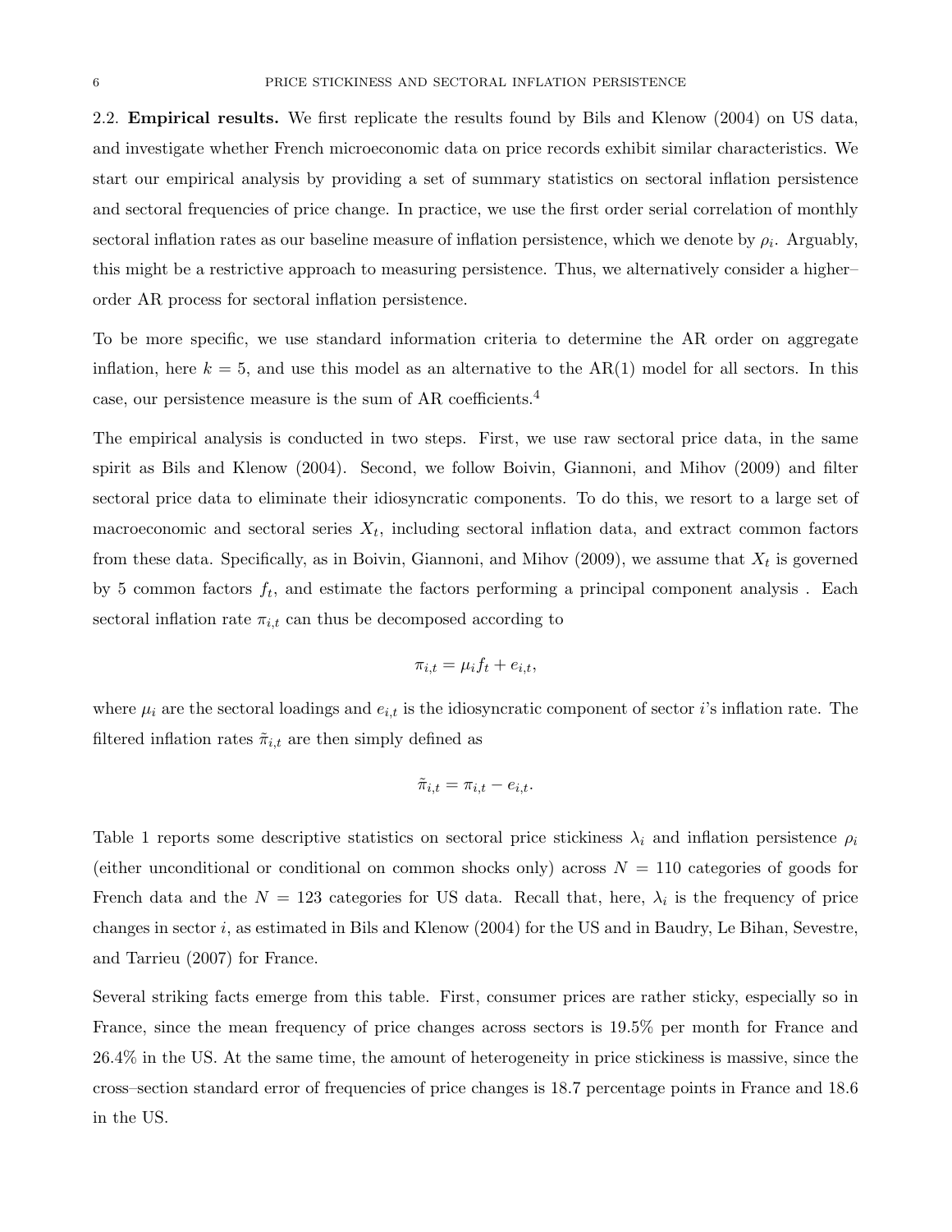**2.2. Empirical results.** We first replicate the results found by Bils and Klenow (2004) on US data, and investigate whether French microeconomic data on price records exhibit similar characteristics. We start our empirical analysis by providing a set of summary statistics on sectoral inflation persistence and sectoral frequencies of price change. In practice, we use the first order serial correlation of monthly sectoral inflation rates as our baseline measure of inflation persistence, which we denote by $\rho_i$. Arguably, this might be a restrictive approach to measuring persistence. Thus, we alternatively consider a higher–order AR process for sectoral inflation persistence.

To be more specific, we use standard information criteria to determine the AR order on aggregate inflation, here $k = 5$, and use this model as an alternative to the AR(1) model for all sectors. In this case, our persistence measure is the sum of AR coefficients.[4]

The empirical analysis is conducted in two steps. First, we use raw sectoral price data, in the same spirit as Bils and Klenow (2004). Second, we follow Boivin, Giannoni, and Mihov (2009) and filter sectoral price data to eliminate their idiosyncratic components. To do this, we resort to a large set of macroeconomic and sectoral series $X_t$, including sectoral inflation data, and extract common factors from these data. Specifically, as in Boivin, Giannoni, and Mihov (2009), we assume that $X_t$ is governed by 5 common factors $f_t$, and estimate the factors performing a principal component analysis . Each sectoral inflation rate $\pi_{i,t}$ can thus be decomposed according to

$$\pi_{i,t} = \mu_i f_t + e_{i,t},$$

where $\mu_i$ are the sectoral loadings and $e_{i,t}$ is the idiosyncratic component of sector $i$'s inflation rate. The filtered inflation rates $\tilde{\pi}_{i,t}$ are then simply defined as

$$\tilde{\pi}_{i,t} = \pi_{i,t} - e_{i,t}.$$

Table 1 reports some descriptive statistics on sectoral price stickiness $\lambda_i$ and inflation persistence $\rho_i$ (either unconditional or conditional on common shocks only) across $N = 110$ categories of goods for French data and the $N = 123$ categories for US data. Recall that, here, $\lambda_i$ is the frequency of price changes in sector $i$, as estimated in Bils and Klenow (2004) for the US and in Baudry, Le Bihan, Sevestre, and Tarrieu (2007) for France.

Several striking facts emerge from this table. First, consumer prices are rather sticky, especially so in France, since the mean frequency of price changes across sectors is 19.5% per month for France and 26.4% in the US. At the same time, the amount of heterogeneity in price stickiness is massive, since the cross–section standard error of frequencies of price changes is 18.7 percentage points in France and 18.6 in the US.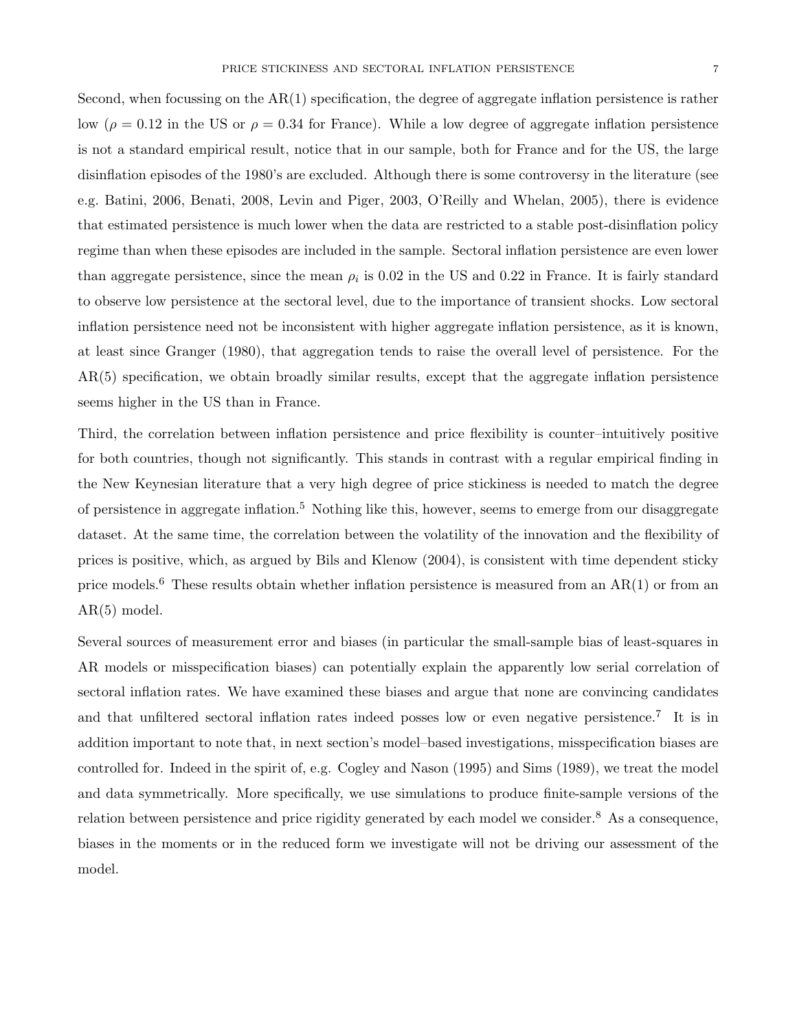Second, when focussing on the AR(1) specification, the degree of aggregate inflation persistence is rather low ($\rho = 0.12$ in the US or $\rho = 0.34$ for France). While a low degree of aggregate inflation persistence is not a standard empirical result, notice that in our sample, both for France and for the US, the large disinflation episodes of the 1980's are excluded. Although there is some controversy in the literature (see e.g. Batini, 2006, Benati, 2008, Levin and Piger, 2003, O'Reilly and Whelan, 2005), there is evidence that estimated persistence is much lower when the data are restricted to a stable post-disinflation policy regime than when these episodes are included in the sample. Sectoral inflation persistence are even lower than aggregate persistence, since the mean $\rho_i$ is 0.02 in the US and 0.22 in France. It is fairly standard to observe low persistence at the sectoral level, due to the importance of transient shocks. Low sectoral inflation persistence need not be inconsistent with higher aggregate inflation persistence, as it is known, at least since Granger (1980), that aggregation tends to raise the overall level of persistence. For the AR(5) specification, we obtain broadly similar results, except that the aggregate inflation persistence seems higher in the US than in France.

Third, the correlation between inflation persistence and price flexibility is counter–intuitively positive for both countries, though not significantly. This stands in contrast with a regular empirical finding in the New Keynesian literature that a very high degree of price stickiness is needed to match the degree of persistence in aggregate inflation.[5] Nothing like this, however, seems to emerge from our disaggregate dataset. At the same time, the correlation between the volatility of the innovation and the flexibility of prices is positive, which, as argued by Bils and Klenow (2004), is consistent with time dependent sticky price models.[6] These results obtain whether inflation persistence is measured from an AR(1) or from an AR(5) model.

Several sources of measurement error and biases (in particular the small-sample bias of least-squares in AR models or misspecification biases) can potentially explain the apparently low serial correlation of sectoral inflation rates. We have examined these biases and argue that none are convincing candidates and that unfiltered sectoral inflation rates indeed posses low or even negative persistence.[7] It is in addition important to note that, in next section's model–based investigations, misspecification biases are controlled for. Indeed in the spirit of, e.g. Cogley and Nason (1995) and Sims (1989), we treat the model and data symmetrically. More specifically, we use simulations to produce finite-sample versions of the relation between persistence and price rigidity generated by each model we consider.[8] As a consequence, biases in the moments or in the reduced form we investigate will not be driving our assessment of the model.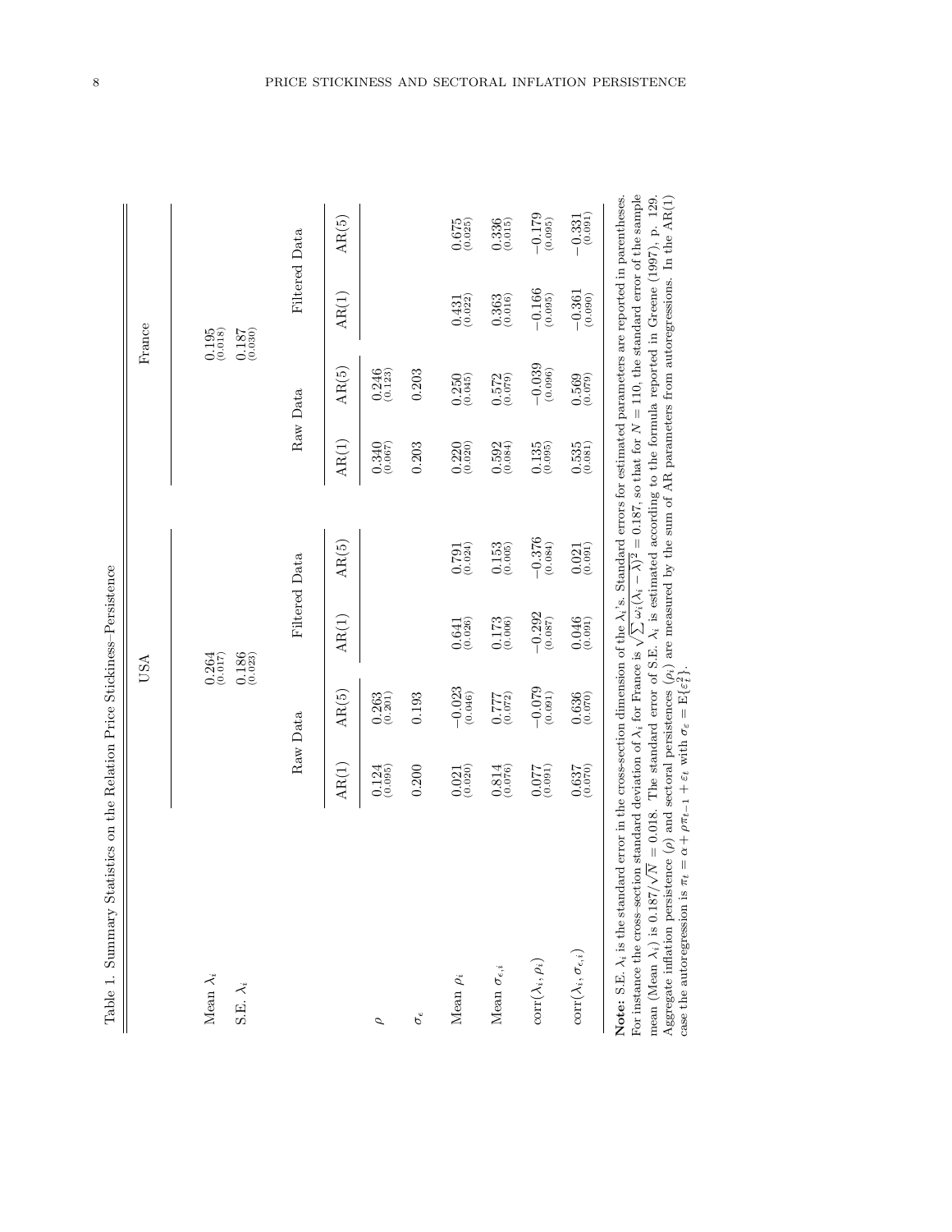Table 1. Summary Statistics on the Relation Price Stickiness–Persistence

| | USA | | | | France | | | |
|---|---|---|---|---|---|---|---|---|
| Mean $\lambda_i$ | | $\underset{(0.017)}{0.264}$ | | | | $\underset{(0.018)}{0.195}$ | | |
| S.E. $\lambda_i$ | | $\underset{(0.023)}{0.186}$ | | | | $\underset{(0.030)}{0.187}$ | | |
| | Raw Data | | Filtered Data | | Raw Data | | Filtered Data | |
| | AR(1) | AR(5) | AR(1) | AR(5) | AR(1) | AR(5) | AR(1) | AR(5) |
| $\rho$ | $\underset{(0.095)}{0.124}$ | $\underset{(0.201)}{0.263}$ | | | $\underset{(0.067)}{0.340}$ | $\underset{(0.123)}{0.246}$ | | |
| $\sigma_\epsilon$ | 0.200 | 0.193 | | | 0.203 | 0.203 | | |
| Mean $\rho_i$ | $\underset{(0.020)}{0.021}$ | $\underset{(0.046)}{-0.023}$ | $\underset{(0.026)}{0.641}$ | $\underset{(0.024)}{0.791}$ | $\underset{(0.020)}{0.220}$ | $\underset{(0.045)}{0.250}$ | $\underset{(0.022)}{0.431}$ | $\underset{(0.025)}{0.675}$ |
| Mean $\sigma_{\epsilon,i}$ | $\underset{(0.076)}{0.814}$ | $\underset{(0.072)}{0.777}$ | $\underset{(0.006)}{0.173}$ | $\underset{(0.005)}{0.153}$ | $\underset{(0.084)}{0.592}$ | $\underset{(0.079)}{0.572}$ | $\underset{(0.016)}{0.363}$ | $\underset{(0.015)}{0.336}$ |
| $\text{corr}(\lambda_i, \rho_i)$ | $\underset{(0.091)}{0.077}$ | $\underset{(0.091)}{-0.079}$ | $\underset{(0.087)}{-0.292}$ | $\underset{(0.084)}{-0.376}$ | $\underset{(0.095)}{0.135}$ | $\underset{(0.096)}{-0.039}$ | $\underset{(0.095)}{-0.166}$ | $\underset{(0.095)}{-0.179}$ |
| $\text{corr}(\lambda_i, \sigma_{\epsilon,i})$ | $\underset{(0.070)}{0.637}$ | $\underset{(0.070)}{0.636}$ | $\underset{(0.091)}{0.046}$ | $\underset{(0.091)}{0.021}$ | $\underset{(0.081)}{0.535}$ | $\underset{(0.079)}{0.569}$ | $\underset{(0.090)}{-0.361}$ | $\underset{(0.091)}{-0.331}$ |

**Note:** S.E. $\lambda_i$ is the standard error in the cross-section dimension of the $\lambda_i$'s. Standard errors for estimated parameters are reported in parentheses. For instance the cross–section standard deviation of $\lambda_i$ for France is $\sqrt{\sum \omega_i(\lambda_i - \bar{\lambda})^2} = 0.187$, so that for $N = 110$, the standard error of the sample mean (Mean $\lambda_i$) is $0.187/\sqrt{N} = 0.018$. The standard error of S.E. $\lambda_i$ is estimated according to the formula reported in Greene (1997), p. 129. Aggregate inflation persistence ($\rho$) and sectoral persistences ($\rho_i$) are measured by the sum of AR parameters from autoregressions. In the AR(1) case the autoregression is $\pi_t = \alpha + \rho\pi_{t-1} + \varepsilon_t$ with $\sigma_\varepsilon = \text{E}\{\varepsilon_t^2\}$.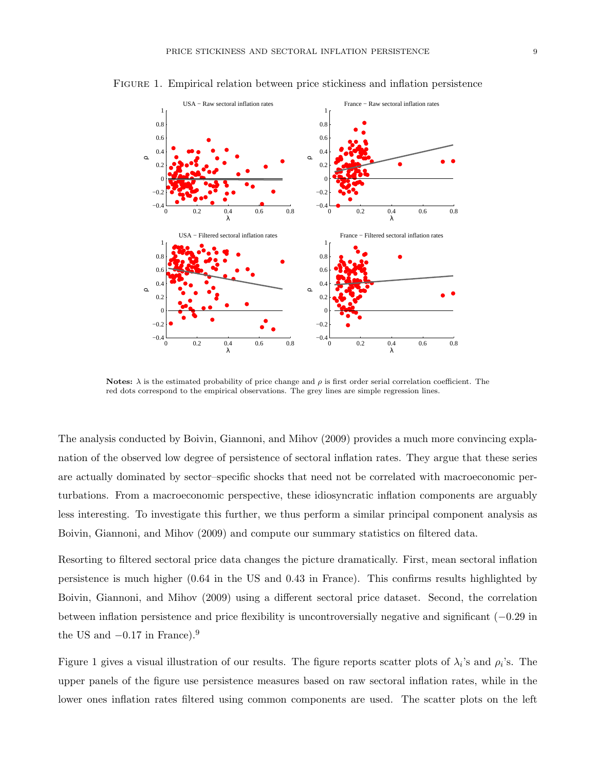Figure 1. Empirical relation between price stickiness and inflation persistence

**Notes:** $\lambda$ is the estimated probability of price change and $\rho$ is first order serial correlation coefficient. The red dots correspond to the empirical observations. The grey lines are simple regression lines.

The analysis conducted by Boivin, Giannoni, and Mihov (2009) provides a much more convincing explanation of the observed low degree of persistence of sectoral inflation rates. They argue that these series are actually dominated by sector–specific shocks that need not be correlated with macroeconomic perturbations. From a macroeconomic perspective, these idiosyncratic inflation components are arguably less interesting. To investigate this further, we thus perform a similar principal component analysis as Boivin, Giannoni, and Mihov (2009) and compute our summary statistics on filtered data.

Resorting to filtered sectoral price data changes the picture dramatically. First, mean sectoral inflation persistence is much higher (0.64 in the US and 0.43 in France). This confirms results highlighted by Boivin, Giannoni, and Mihov (2009) using a different sectoral price dataset. Second, the correlation between inflation persistence and price flexibility is uncontroversially negative and significant ($-0.29$ in the US and $-0.17$ in France).[9]

Figure 1 gives a visual illustration of our results. The figure reports scatter plots of $\lambda_i$'s and $\rho_i$'s. The upper panels of the figure use persistence measures based on raw sectoral inflation rates, while in the lower ones inflation rates filtered using common components are used. The scatter plots on the left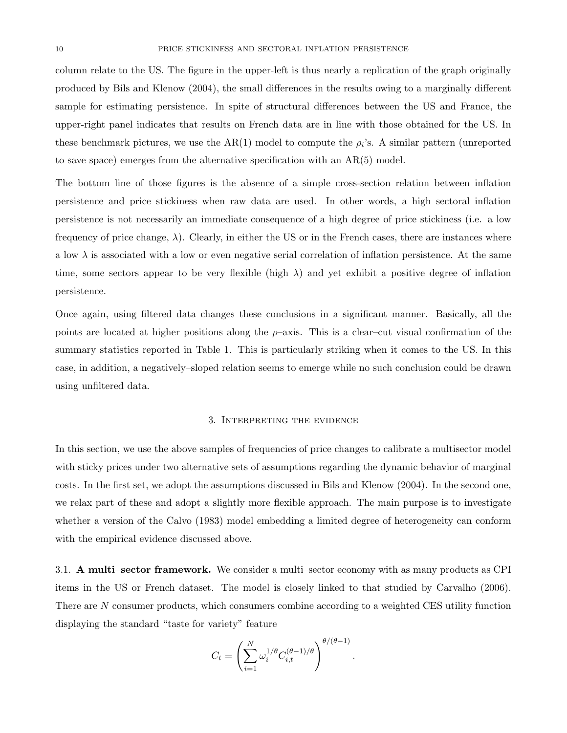column relate to the US. The figure in the upper-left is thus nearly a replication of the graph originally produced by Bils and Klenow (2004), the small differences in the results owing to a marginally different sample for estimating persistence. In spite of structural differences between the US and France, the upper-right panel indicates that results on French data are in line with those obtained for the US. In these benchmark pictures, we use the AR(1) model to compute the $\rho_i$'s. A similar pattern (unreported to save space) emerges from the alternative specification with an AR(5) model.

The bottom line of those figures is the absence of a simple cross-section relation between inflation persistence and price stickiness when raw data are used. In other words, a high sectoral inflation persistence is not necessarily an immediate consequence of a high degree of price stickiness (i.e. a low frequency of price change, $\lambda$). Clearly, in either the US or in the French cases, there are instances where a low $\lambda$ is associated with a low or even negative serial correlation of inflation persistence. At the same time, some sectors appear to be very flexible (high $\lambda$) and yet exhibit a positive degree of inflation persistence.

Once again, using filtered data changes these conclusions in a significant manner. Basically, all the points are located at higher positions along the $\rho$–axis. This is a clear–cut visual confirmation of the summary statistics reported in Table 1. This is particularly striking when it comes to the US. In this case, in addition, a negatively–sloped relation seems to emerge while no such conclusion could be drawn using unfiltered data.

## 3. Interpreting the evidence

In this section, we use the above samples of frequencies of price changes to calibrate a multisector model with sticky prices under two alternative sets of assumptions regarding the dynamic behavior of marginal costs. In the first set, we adopt the assumptions discussed in Bils and Klenow (2004). In the second one, we relax part of these and adopt a slightly more flexible approach. The main purpose is to investigate whether a version of the Calvo (1983) model embedding a limited degree of heterogeneity can conform with the empirical evidence discussed above.

3.1. **A multi–sector framework.** We consider a multi–sector economy with as many products as CPI items in the US or French dataset. The model is closely linked to that studied by Carvalho (2006). There are $N$ consumer products, which consumers combine according to a weighted CES utility function displaying the standard "taste for variety" feature

$$C_t = \left( \sum_{i=1}^{N} \omega_i^{1/\theta} C_{i,t}^{(\theta-1)/\theta} \right)^{\theta/(\theta-1)}.$$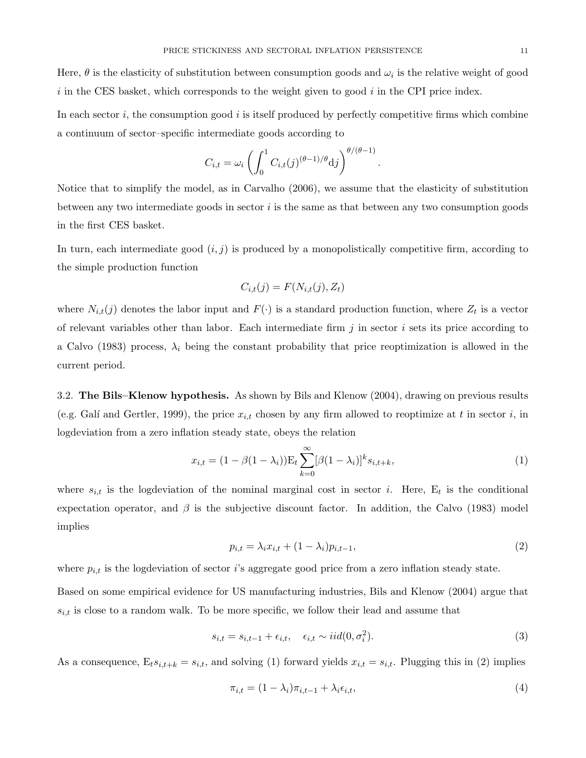Here, $\theta$ is the elasticity of substitution between consumption goods and $\omega_i$ is the relative weight of good $i$ in the CES basket, which corresponds to the weight given to good $i$ in the CPI price index.

In each sector $i$, the consumption good $i$ is itself produced by perfectly competitive firms which combine a continuum of sector–specific intermediate goods according to

$$C_{i,t} = \omega_i \left( \int_0^1 C_{i,t}(j)^{(\theta-1)/\theta} \mathrm{d}j \right)^{\theta/(\theta-1)}.$$

Notice that to simplify the model, as in Carvalho (2006), we assume that the elasticity of substitution between any two intermediate goods in sector $i$ is the same as that between any two consumption goods in the first CES basket.

In turn, each intermediate good $(i, j)$ is produced by a monopolistically competitive firm, according to the simple production function

$$C_{i,t}(j) = F(N_{i,t}(j), Z_t)$$

where $N_{i,t}(j)$ denotes the labor input and $F(\cdot)$ is a standard production function, where $Z_t$ is a vector of relevant variables other than labor. Each intermediate firm $j$ in sector $i$ sets its price according to a Calvo (1983) process, $\lambda_i$ being the constant probability that price reoptimization is allowed in the current period.

## 3.2. The Bils–Klenow hypothesis.

As shown by Bils and Klenow (2004), drawing on previous results (e.g. Galí and Gertler, 1999), the price $x_{i,t}$ chosen by any firm allowed to reoptimize at $t$ in sector $i$, in logdeviation from a zero inflation steady state, obeys the relation

$$x_{i,t} = (1 - \beta(1 - \lambda_i))\mathrm{E}_t \sum_{k=0}^{\infty} [\beta(1 - \lambda_i)]^k s_{i,t+k}, \tag{1}$$

where $s_{i,t}$ is the logdeviation of the nominal marginal cost in sector $i$. Here, $\mathrm{E}_t$ is the conditional expectation operator, and $\beta$ is the subjective discount factor. In addition, the Calvo (1983) model implies

$$p_{i,t} = \lambda_i x_{i,t} + (1 - \lambda_i)p_{i,t-1}, \tag{2}$$

where $p_{i,t}$ is the logdeviation of sector $i$'s aggregate good price from a zero inflation steady state.

Based on some empirical evidence for US manufacturing industries, Bils and Klenow (2004) argue that $s_{i,t}$ is close to a random walk. To be more specific, we follow their lead and assume that

$$s_{i,t} = s_{i,t-1} + \epsilon_{i,t}, \quad \epsilon_{i,t} \sim iid(0, \sigma_i^2). \tag{3}$$

As a consequence, $\mathrm{E}_t s_{i,t+k} = s_{i,t}$, and solving (1) forward yields $x_{i,t} = s_{i,t}$. Plugging this in (2) implies

$$\pi_{i,t} = (1 - \lambda_i)\pi_{i,t-1} + \lambda_i \epsilon_{i,t}, \tag{4}$$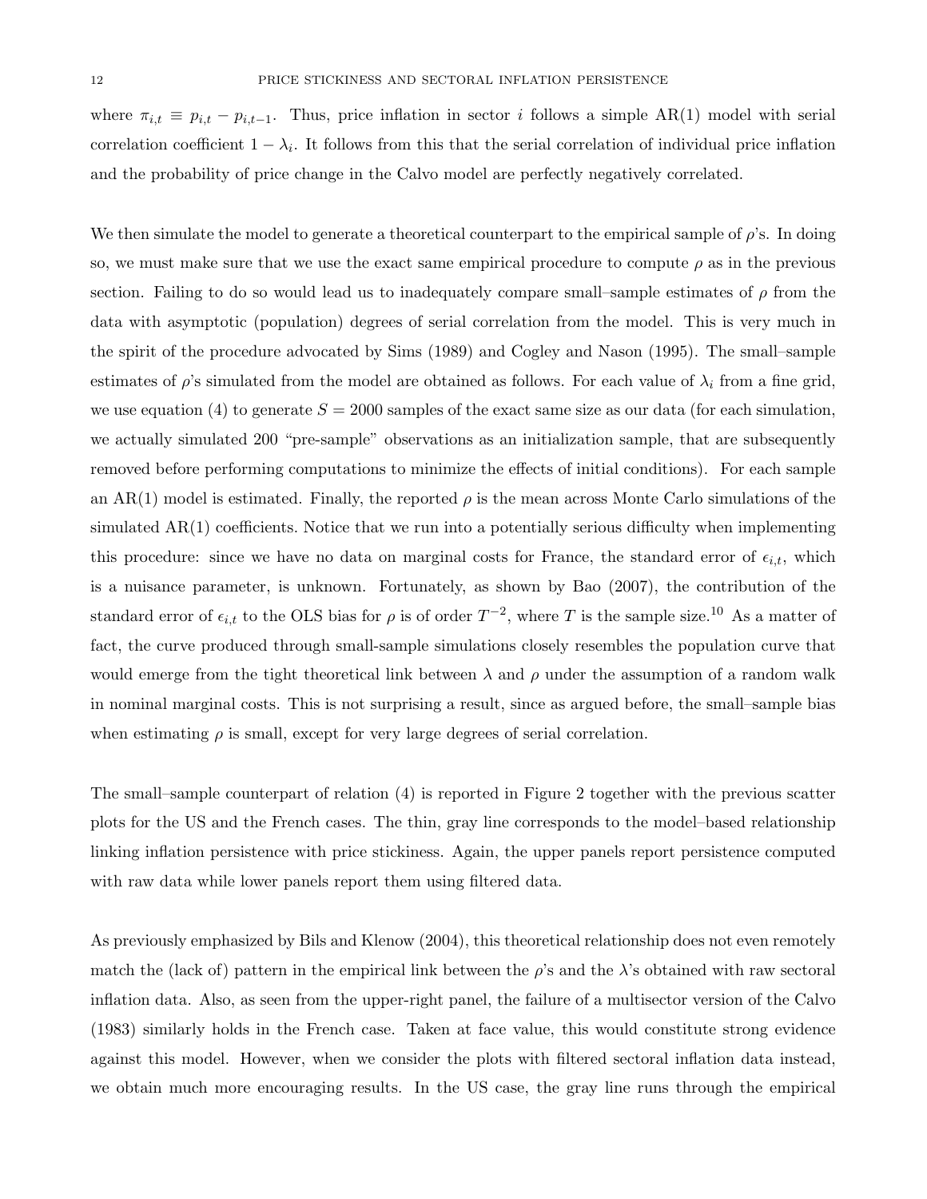where $\pi_{i,t} \equiv p_{i,t} - p_{i,t-1}$. Thus, price inflation in sector $i$ follows a simple AR(1) model with serial correlation coefficient $1 - \lambda_i$. It follows from this that the serial correlation of individual price inflation and the probability of price change in the Calvo model are perfectly negatively correlated.

We then simulate the model to generate a theoretical counterpart to the empirical sample of $\rho$'s. In doing so, we must make sure that we use the exact same empirical procedure to compute $\rho$ as in the previous section. Failing to do so would lead us to inadequately compare small–sample estimates of $\rho$ from the data with asymptotic (population) degrees of serial correlation from the model. This is very much in the spirit of the procedure advocated by Sims (1989) and Cogley and Nason (1995). The small–sample estimates of $\rho$'s simulated from the model are obtained as follows. For each value of $\lambda_i$ from a fine grid, we use equation (4) to generate $S = 2000$ samples of the exact same size as our data (for each simulation, we actually simulated 200 "pre-sample" observations as an initialization sample, that are subsequently removed before performing computations to minimize the effects of initial conditions). For each sample an AR(1) model is estimated. Finally, the reported $\rho$ is the mean across Monte Carlo simulations of the simulated AR(1) coefficients. Notice that we run into a potentially serious difficulty when implementing this procedure: since we have no data on marginal costs for France, the standard error of $\epsilon_{i,t}$, which is a nuisance parameter, is unknown. Fortunately, as shown by Bao (2007), the contribution of the standard error of $\epsilon_{i,t}$ to the OLS bias for $\rho$ is of order $T^{-2}$, where $T$ is the sample size.[10] As a matter of fact, the curve produced through small-sample simulations closely resembles the population curve that would emerge from the tight theoretical link between $\lambda$ and $\rho$ under the assumption of a random walk in nominal marginal costs. This is not surprising a result, since as argued before, the small–sample bias when estimating $\rho$ is small, except for very large degrees of serial correlation.

The small–sample counterpart of relation (4) is reported in Figure 2 together with the previous scatter plots for the US and the French cases. The thin, gray line corresponds to the model–based relationship linking inflation persistence with price stickiness. Again, the upper panels report persistence computed with raw data while lower panels report them using filtered data.

As previously emphasized by Bils and Klenow (2004), this theoretical relationship does not even remotely match the (lack of) pattern in the empirical link between the $\rho$'s and the $\lambda$'s obtained with raw sectoral inflation data. Also, as seen from the upper-right panel, the failure of a multisector version of the Calvo (1983) similarly holds in the French case. Taken at face value, this would constitute strong evidence against this model. However, when we consider the plots with filtered sectoral inflation data instead, we obtain much more encouraging results. In the US case, the gray line runs through the empirical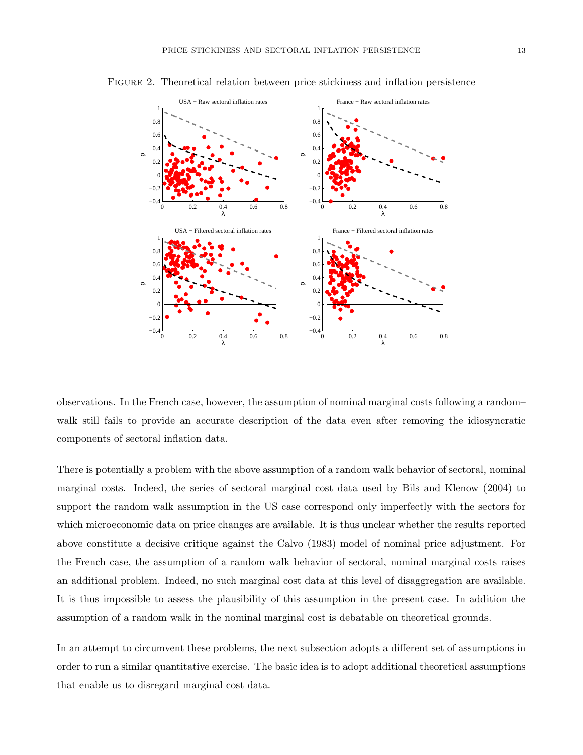Figure 2. Theoretical relation between price stickiness and inflation persistence

observations. In the French case, however, the assumption of nominal marginal costs following a random–walk still fails to provide an accurate description of the data even after removing the idiosyncratic components of sectoral inflation data.

There is potentially a problem with the above assumption of a random walk behavior of sectoral, nominal marginal costs. Indeed, the series of sectoral marginal cost data used by Bils and Klenow (2004) to support the random walk assumption in the US case correspond only imperfectly with the sectors for which microeconomic data on price changes are available. It is thus unclear whether the results reported above constitute a decisive critique against the Calvo (1983) model of nominal price adjustment. For the French case, the assumption of a random walk behavior of sectoral, nominal marginal costs raises an additional problem. Indeed, no such marginal cost data at this level of disaggregation are available. It is thus impossible to assess the plausibility of this assumption in the present case. In addition the assumption of a random walk in the nominal marginal cost is debatable on theoretical grounds.

In an attempt to circumvent these problems, the next subsection adopts a different set of assumptions in order to run a similar quantitative exercise. The basic idea is to adopt additional theoretical assumptions that enable us to disregard marginal cost data.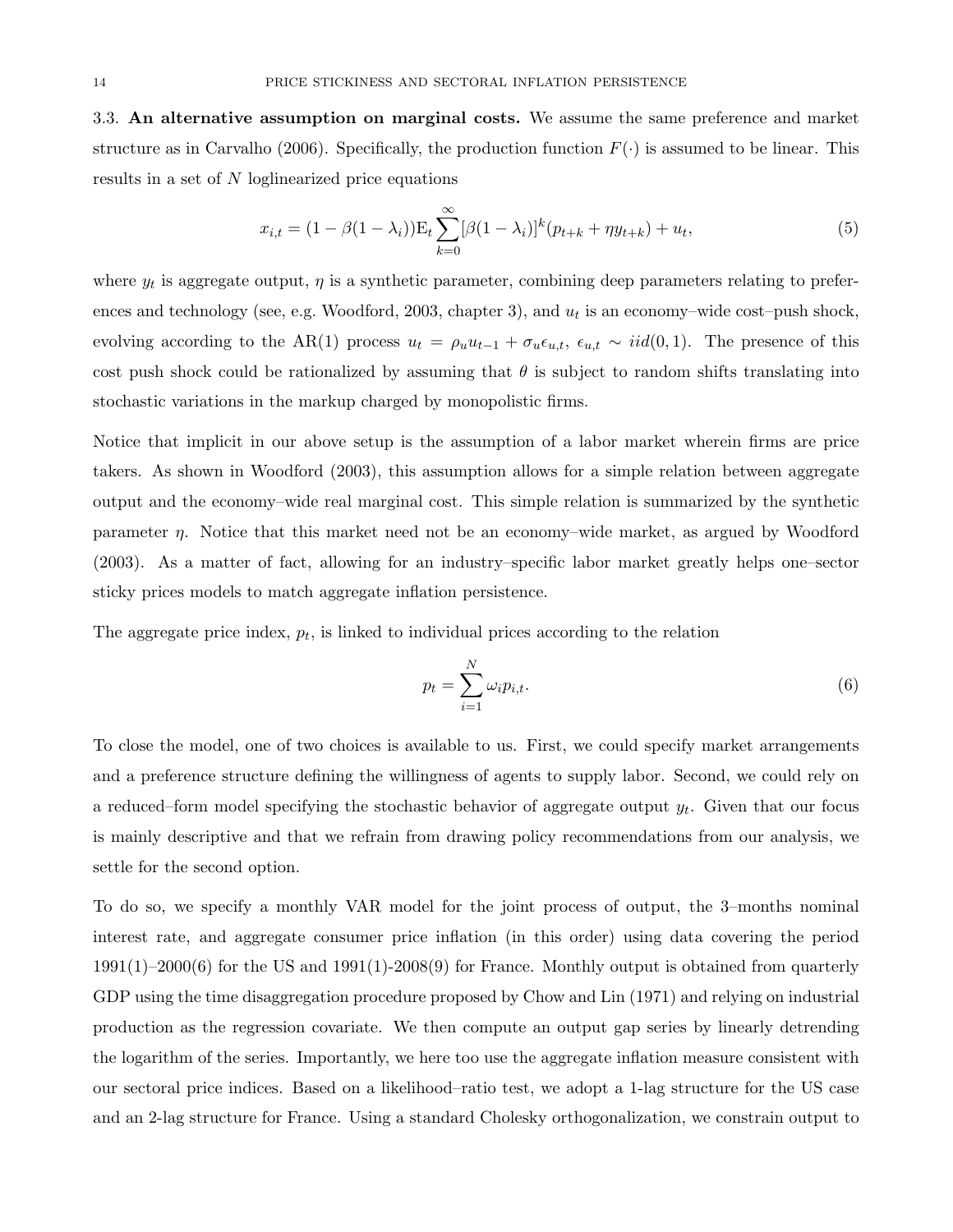3.3. **An alternative assumption on marginal costs.** We assume the same preference and market structure as in Carvalho (2006). Specifically, the production function $F(\cdot)$ is assumed to be linear. This results in a set of $N$ loglinearized price equations

$$x_{i,t} = (1 - \beta(1 - \lambda_i))\mathrm{E}_t \sum_{k=0}^{\infty} [\beta(1 - \lambda_i)]^k (p_{t+k} + \eta y_{t+k}) + u_t, \tag{5}$$

where $y_t$ is aggregate output, $\eta$ is a synthetic parameter, combining deep parameters relating to preferences and technology (see, e.g. Woodford, 2003, chapter 3), and $u_t$ is an economy–wide cost–push shock, evolving according to the AR(1) process $u_t = \rho_u u_{t-1} + \sigma_u \epsilon_{u,t}$, $\epsilon_{u,t} \sim iid(0, 1)$. The presence of this cost push shock could be rationalized by assuming that $\theta$ is subject to random shifts translating into stochastic variations in the markup charged by monopolistic firms.

Notice that implicit in our above setup is the assumption of a labor market wherein firms are price takers. As shown in Woodford (2003), this assumption allows for a simple relation between aggregate output and the economy–wide real marginal cost. This simple relation is summarized by the synthetic parameter $\eta$. Notice that this market need not be an economy–wide market, as argued by Woodford (2003). As a matter of fact, allowing for an industry–specific labor market greatly helps one–sector sticky prices models to match aggregate inflation persistence.

The aggregate price index, $p_t$, is linked to individual prices according to the relation

$$p_t = \sum_{i=1}^{N} \omega_i p_{i,t}. \tag{6}$$

To close the model, one of two choices is available to us. First, we could specify market arrangements and a preference structure defining the willingness of agents to supply labor. Second, we could rely on a reduced–form model specifying the stochastic behavior of aggregate output $y_t$. Given that our focus is mainly descriptive and that we refrain from drawing policy recommendations from our analysis, we settle for the second option.

To do so, we specify a monthly VAR model for the joint process of output, the 3–months nominal interest rate, and aggregate consumer price inflation (in this order) using data covering the period 1991(1)–2000(6) for the US and 1991(1)-2008(9) for France. Monthly output is obtained from quarterly GDP using the time disaggregation procedure proposed by Chow and Lin (1971) and relying on industrial production as the regression covariate. We then compute an output gap series by linearly detrending the logarithm of the series. Importantly, we here too use the aggregate inflation measure consistent with our sectoral price indices. Based on a likelihood–ratio test, we adopt a 1-lag structure for the US case and an 2-lag structure for France. Using a standard Cholesky orthogonalization, we constrain output to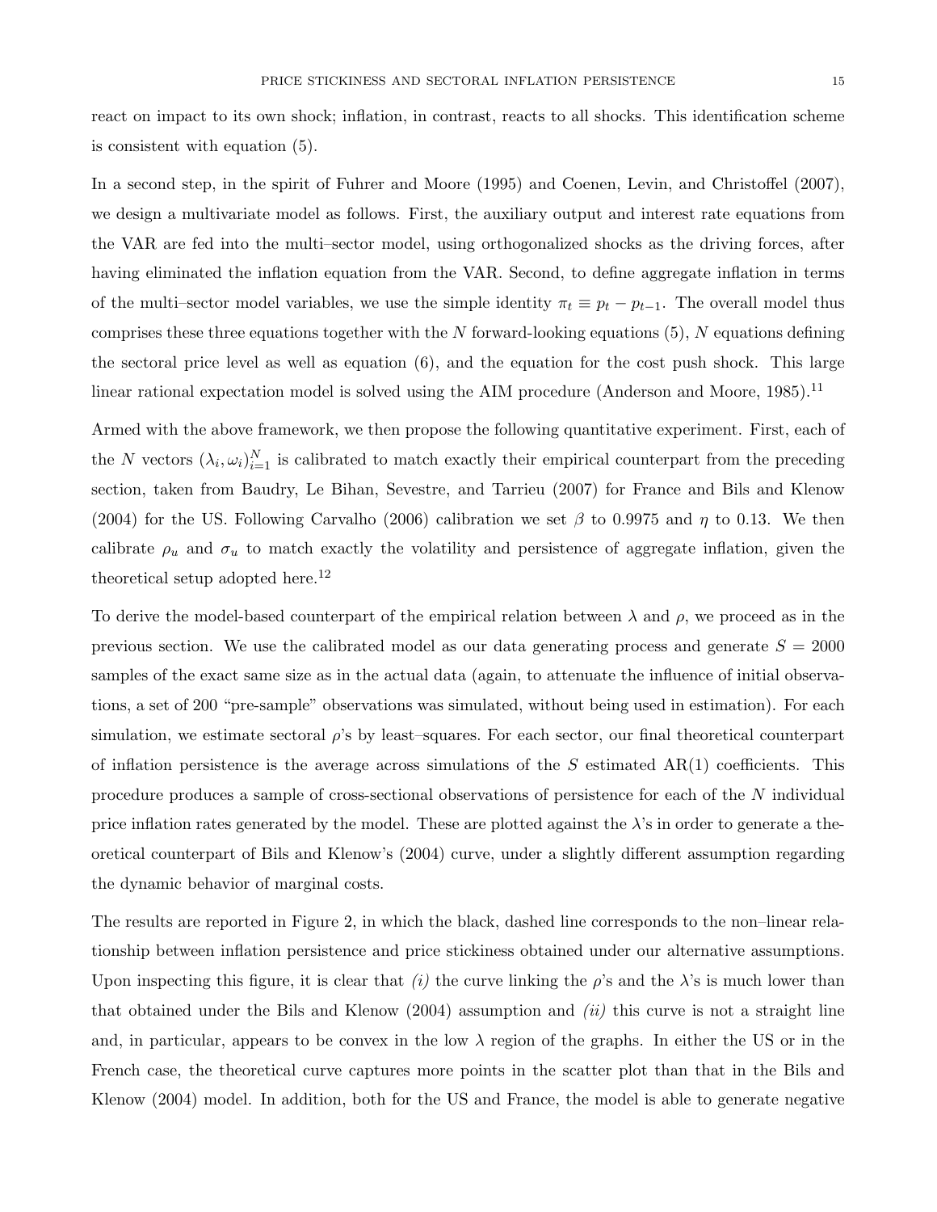react on impact to its own shock; inflation, in contrast, reacts to all shocks. This identification scheme is consistent with equation (5).

In a second step, in the spirit of Fuhrer and Moore (1995) and Coenen, Levin, and Christoffel (2007), we design a multivariate model as follows. First, the auxiliary output and interest rate equations from the VAR are fed into the multi–sector model, using orthogonalized shocks as the driving forces, after having eliminated the inflation equation from the VAR. Second, to define aggregate inflation in terms of the multi–sector model variables, we use the simple identity $\pi_t \equiv p_t - p_{t-1}$. The overall model thus comprises these three equations together with the $N$ forward-looking equations (5), $N$ equations defining the sectoral price level as well as equation (6), and the equation for the cost push shock. This large linear rational expectation model is solved using the AIM procedure (Anderson and Moore, 1985).[11]

Armed with the above framework, we then propose the following quantitative experiment. First, each of the $N$ vectors $(\lambda_i, \omega_i)_{i=1}^{N}$ is calibrated to match exactly their empirical counterpart from the preceding section, taken from Baudry, Le Bihan, Sevestre, and Tarrieu (2007) for France and Bils and Klenow (2004) for the US. Following Carvalho (2006) calibration we set $\beta$ to 0.9975 and $\eta$ to 0.13. We then calibrate $\rho_u$ and $\sigma_u$ to match exactly the volatility and persistence of aggregate inflation, given the theoretical setup adopted here.[12]

To derive the model-based counterpart of the empirical relation between $\lambda$ and $\rho$, we proceed as in the previous section. We use the calibrated model as our data generating process and generate $S = 2000$ samples of the exact same size as in the actual data (again, to attenuate the influence of initial observations, a set of 200 "pre-sample" observations was simulated, without being used in estimation). For each simulation, we estimate sectoral $\rho$'s by least–squares. For each sector, our final theoretical counterpart of inflation persistence is the average across simulations of the $S$ estimated AR(1) coefficients. This procedure produces a sample of cross-sectional observations of persistence for each of the $N$ individual price inflation rates generated by the model. These are plotted against the $\lambda$'s in order to generate a theoretical counterpart of Bils and Klenow's (2004) curve, under a slightly different assumption regarding the dynamic behavior of marginal costs.

The results are reported in Figure 2, in which the black, dashed line corresponds to the non–linear relationship between inflation persistence and price stickiness obtained under our alternative assumptions. Upon inspecting this figure, it is clear that *(i)* the curve linking the $\rho$'s and the $\lambda$'s is much lower than that obtained under the Bils and Klenow (2004) assumption and *(ii)* this curve is not a straight line and, in particular, appears to be convex in the low $\lambda$ region of the graphs. In either the US or in the French case, the theoretical curve captures more points in the scatter plot than that in the Bils and Klenow (2004) model. In addition, both for the US and France, the model is able to generate negative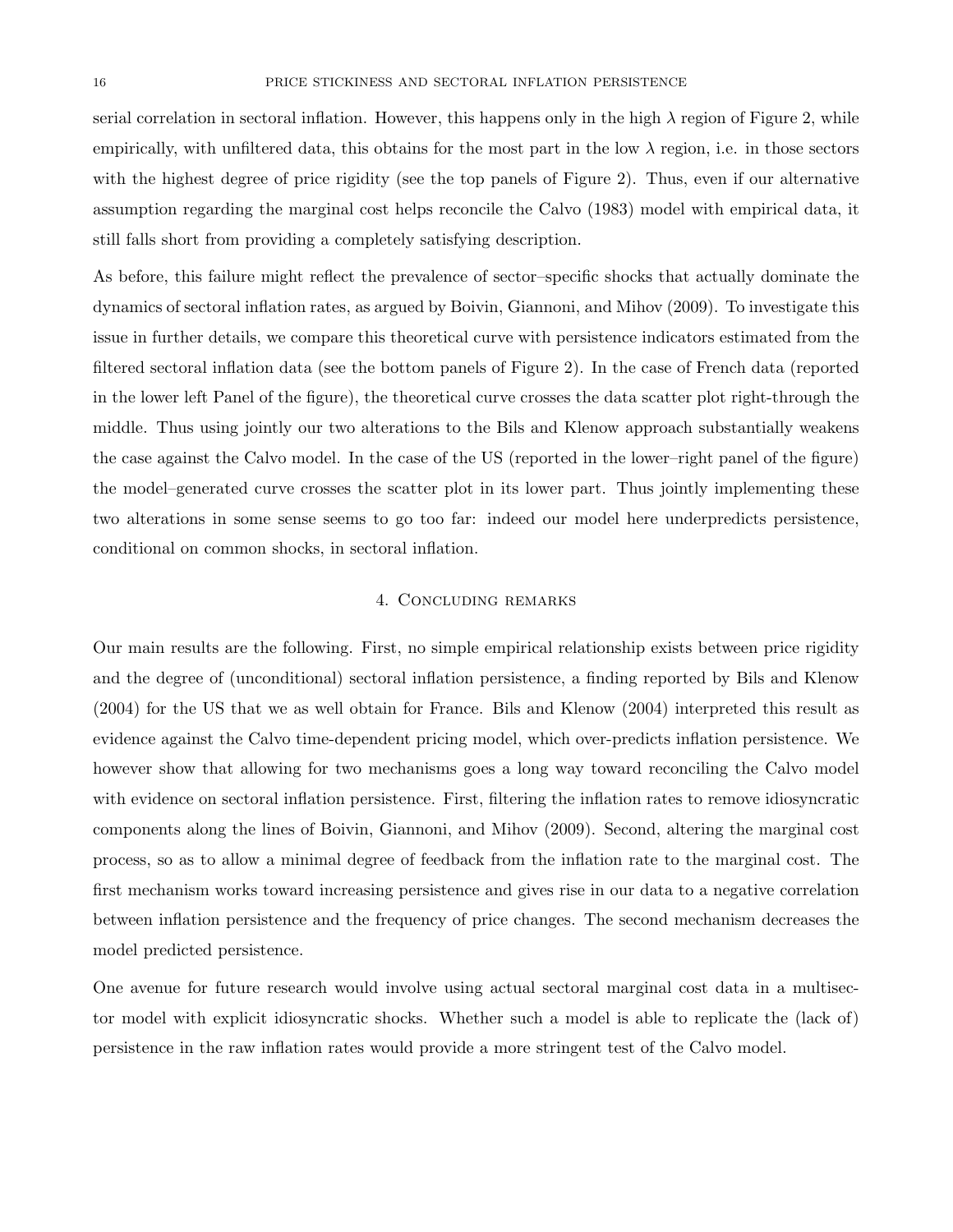serial correlation in sectoral inflation. However, this happens only in the high $\lambda$ region of Figure 2, while empirically, with unfiltered data, this obtains for the most part in the low $\lambda$ region, i.e. in those sectors with the highest degree of price rigidity (see the top panels of Figure 2). Thus, even if our alternative assumption regarding the marginal cost helps reconcile the Calvo (1983) model with empirical data, it still falls short from providing a completely satisfying description.

As before, this failure might reflect the prevalence of sector–specific shocks that actually dominate the dynamics of sectoral inflation rates, as argued by Boivin, Giannoni, and Mihov (2009). To investigate this issue in further details, we compare this theoretical curve with persistence indicators estimated from the filtered sectoral inflation data (see the bottom panels of Figure 2). In the case of French data (reported in the lower left Panel of the figure), the theoretical curve crosses the data scatter plot right-through the middle. Thus using jointly our two alterations to the Bils and Klenow approach substantially weakens the case against the Calvo model. In the case of the US (reported in the lower–right panel of the figure) the model–generated curve crosses the scatter plot in its lower part. Thus jointly implementing these two alterations in some sense seems to go too far: indeed our model here underpredicts persistence, conditional on common shocks, in sectoral inflation.

## 4. Concluding remarks

Our main results are the following. First, no simple empirical relationship exists between price rigidity and the degree of (unconditional) sectoral inflation persistence, a finding reported by Bils and Klenow (2004) for the US that we as well obtain for France. Bils and Klenow (2004) interpreted this result as evidence against the Calvo time-dependent pricing model, which over-predicts inflation persistence. We however show that allowing for two mechanisms goes a long way toward reconciling the Calvo model with evidence on sectoral inflation persistence. First, filtering the inflation rates to remove idiosyncratic components along the lines of Boivin, Giannoni, and Mihov (2009). Second, altering the marginal cost process, so as to allow a minimal degree of feedback from the inflation rate to the marginal cost. The first mechanism works toward increasing persistence and gives rise in our data to a negative correlation between inflation persistence and the frequency of price changes. The second mechanism decreases the model predicted persistence.

One avenue for future research would involve using actual sectoral marginal cost data in a multisector model with explicit idiosyncratic shocks. Whether such a model is able to replicate the (lack of) persistence in the raw inflation rates would provide a more stringent test of the Calvo model.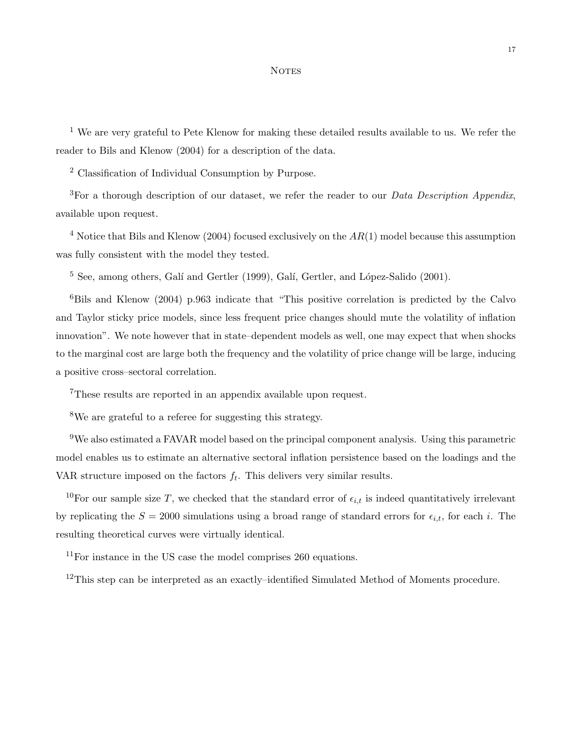## Notes

[1] We are very grateful to Pete Klenow for making these detailed results available to us. We refer the reader to Bils and Klenow (2004) for a description of the data.

[2] Classification of Individual Consumption by Purpose.

[3] For a thorough description of our dataset, we refer the reader to our *Data Description Appendix*, available upon request.

[4] Notice that Bils and Klenow (2004) focused exclusively on the $AR(1)$ model because this assumption was fully consistent with the model they tested.

[5] See, among others, Galí and Gertler (1999), Galí, Gertler, and López-Salido (2001).

[6] Bils and Klenow (2004) p.963 indicate that "This positive correlation is predicted by the Calvo and Taylor sticky price models, since less frequent price changes should mute the volatility of inflation innovation". We note however that in state–dependent models as well, one may expect that when shocks to the marginal cost are large both the frequency and the volatility of price change will be large, inducing a positive cross–sectoral correlation.

[7] These results are reported in an appendix available upon request.

[8] We are grateful to a referee for suggesting this strategy.

[9] We also estimated a FAVAR model based on the principal component analysis. Using this parametric model enables us to estimate an alternative sectoral inflation persistence based on the loadings and the VAR structure imposed on the factors $f_t$. This delivers very similar results.

[10] For our sample size $T$, we checked that the standard error of $\epsilon_{i,t}$ is indeed quantitatively irrelevant by replicating the $S = 2000$ simulations using a broad range of standard errors for $\epsilon_{i,t}$, for each $i$. The resulting theoretical curves were virtually identical.

[11] For instance in the US case the model comprises 260 equations.

[12] This step can be interpreted as an exactly–identified Simulated Method of Moments procedure.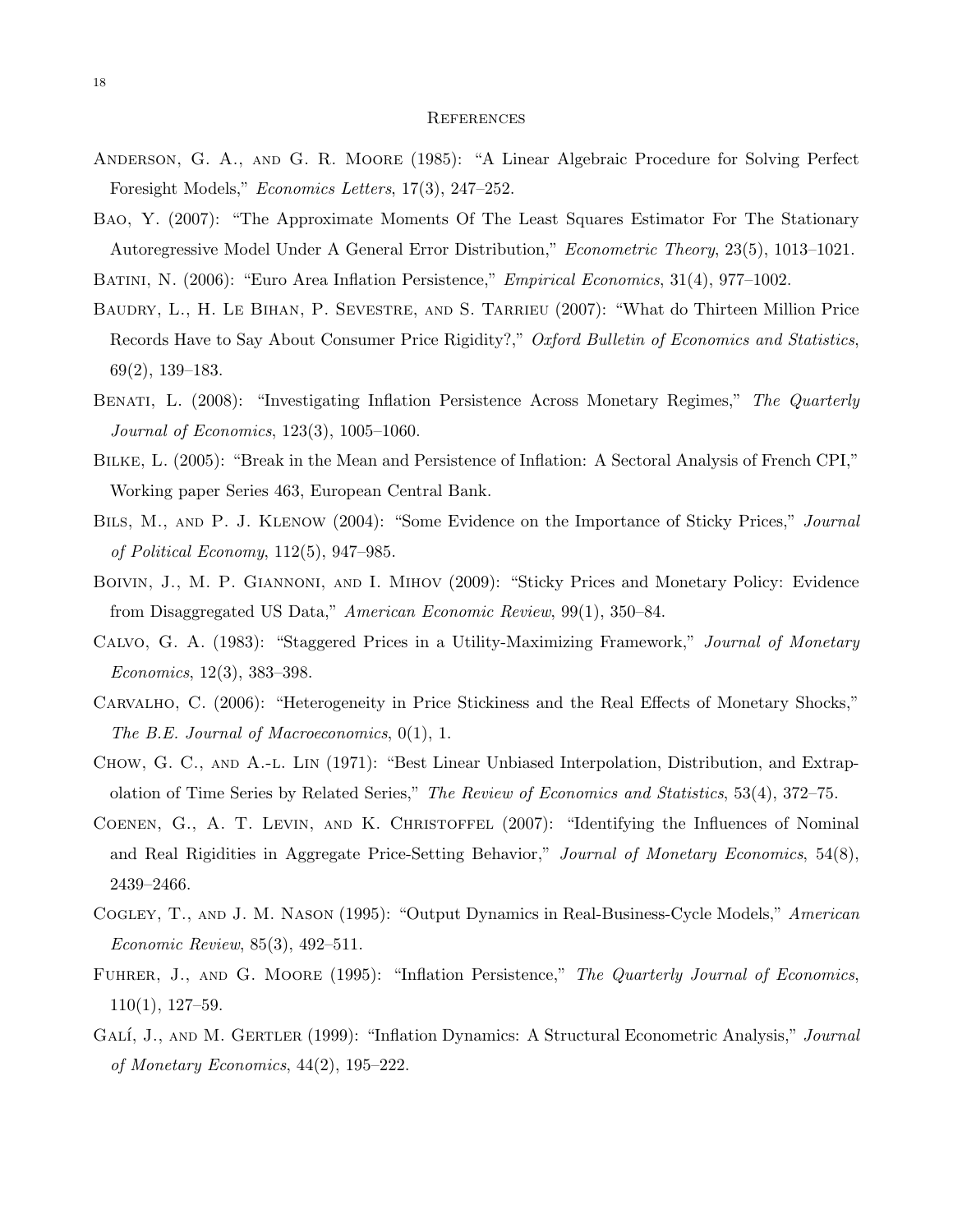## References

Anderson, G. A., and G. R. Moore (1985): "A Linear Algebraic Procedure for Solving Perfect Foresight Models," *Economics Letters*, 17(3), 247–252.

Bao, Y. (2007): "The Approximate Moments Of The Least Squares Estimator For The Stationary Autoregressive Model Under A General Error Distribution," *Econometric Theory*, 23(5), 1013–1021.

Batini, N. (2006): "Euro Area Inflation Persistence," *Empirical Economics*, 31(4), 977–1002.

Baudry, L., H. Le Bihan, P. Sevestre, and S. Tarrieu (2007): "What do Thirteen Million Price Records Have to Say About Consumer Price Rigidity?," *Oxford Bulletin of Economics and Statistics*, 69(2), 139–183.

Benati, L. (2008): "Investigating Inflation Persistence Across Monetary Regimes," *The Quarterly Journal of Economics*, 123(3), 1005–1060.

Bilke, L. (2005): "Break in the Mean and Persistence of Inflation: A Sectoral Analysis of French CPI," Working paper Series 463, European Central Bank.

Bils, M., and P. J. Klenow (2004): "Some Evidence on the Importance of Sticky Prices," *Journal of Political Economy*, 112(5), 947–985.

Boivin, J., M. P. Giannoni, and I. Mihov (2009): "Sticky Prices and Monetary Policy: Evidence from Disaggregated US Data," *American Economic Review*, 99(1), 350–84.

Calvo, G. A. (1983): "Staggered Prices in a Utility-Maximizing Framework," *Journal of Monetary Economics*, 12(3), 383–398.

Carvalho, C. (2006): "Heterogeneity in Price Stickiness and the Real Effects of Monetary Shocks," *The B.E. Journal of Macroeconomics*, 0(1), 1.

Chow, G. C., and A.-l. Lin (1971): "Best Linear Unbiased Interpolation, Distribution, and Extrapolation of Time Series by Related Series," *The Review of Economics and Statistics*, 53(4), 372–75.

Coenen, G., A. T. Levin, and K. Christoffel (2007): "Identifying the Influences of Nominal and Real Rigidities in Aggregate Price-Setting Behavior," *Journal of Monetary Economics*, 54(8), 2439–2466.

Cogley, T., and J. M. Nason (1995): "Output Dynamics in Real-Business-Cycle Models," *American Economic Review*, 85(3), 492–511.

Fuhrer, J., and G. Moore (1995): "Inflation Persistence," *The Quarterly Journal of Economics*, 110(1), 127–59.

Galí, J., and M. Gertler (1999): "Inflation Dynamics: A Structural Econometric Analysis," *Journal of Monetary Economics*, 44(2), 195–222.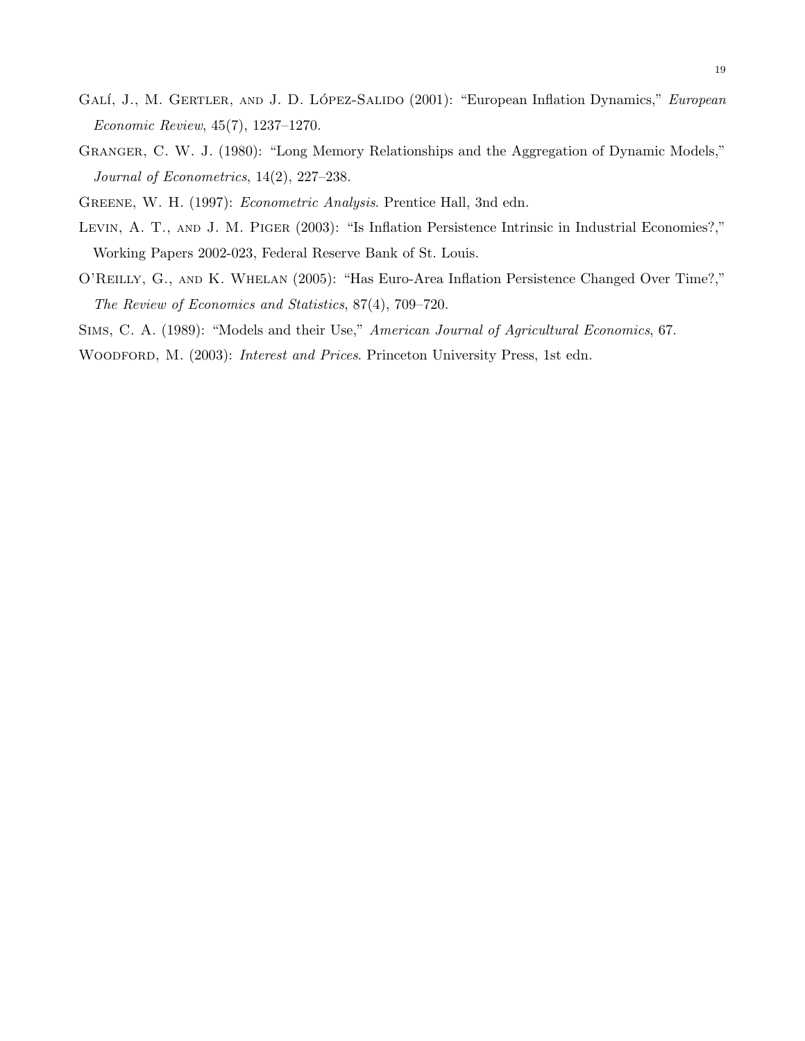Galí, J., M. Gertler, and J. D. López-Salido (2001): "European Inflation Dynamics," *European Economic Review*, 45(7), 1237–1270.

Granger, C. W. J. (1980): "Long Memory Relationships and the Aggregation of Dynamic Models," *Journal of Econometrics*, 14(2), 227–238.

Greene, W. H. (1997): *Econometric Analysis*. Prentice Hall, 3nd edn.

Levin, A. T., and J. M. Piger (2003): "Is Inflation Persistence Intrinsic in Industrial Economies?," Working Papers 2002-023, Federal Reserve Bank of St. Louis.

O'Reilly, G., and K. Whelan (2005): "Has Euro-Area Inflation Persistence Changed Over Time?," *The Review of Economics and Statistics*, 87(4), 709–720.

Sims, C. A. (1989): "Models and their Use," *American Journal of Agricultural Economics*, 67.

Woodford, M. (2003): *Interest and Prices*. Princeton University Press, 1st edn.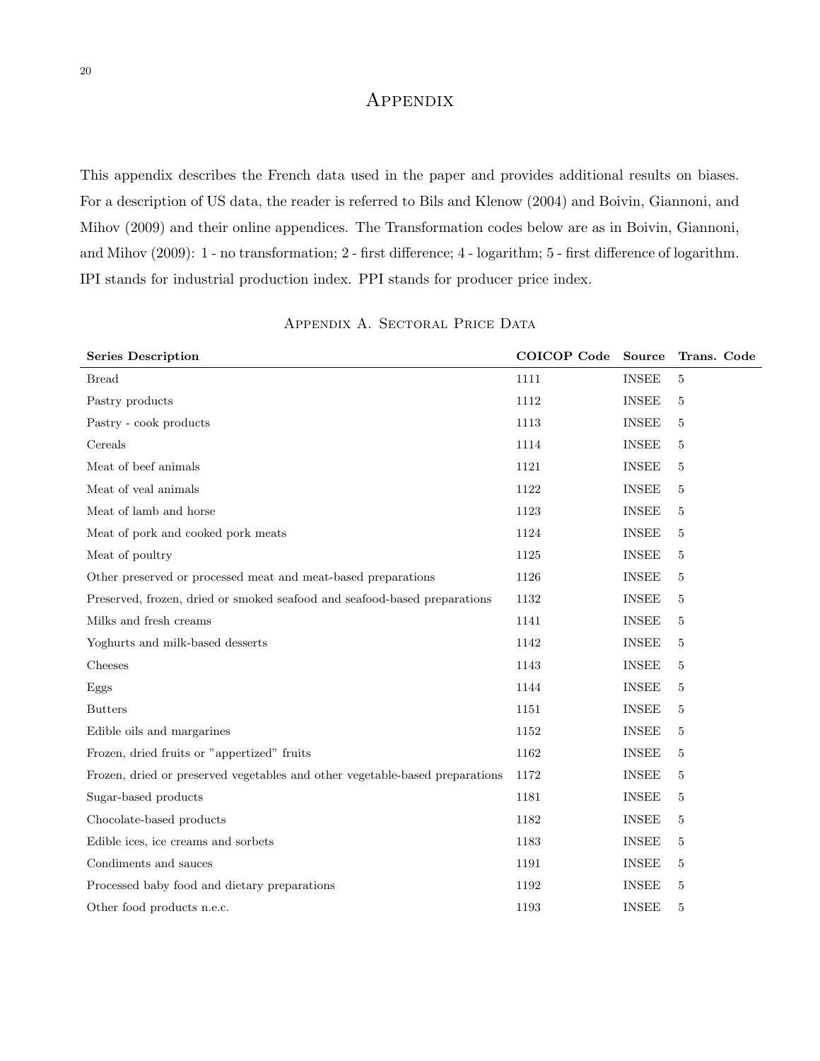# Appendix

This appendix describes the French data used in the paper and provides additional results on biases. For a description of US data, the reader is referred to Bils and Klenow (2004) and Boivin, Giannoni, and Mihov (2009) and their online appendices. The Transformation codes below are as in Boivin, Giannoni, and Mihov (2009): 1 - no transformation; 2 - first difference; 4 - logarithm; 5 - first difference of logarithm. IPI stands for industrial production index. PPI stands for producer price index.

## Appendix A. Sectoral Price Data

| Series Description | COICOP Code | Source | Trans. Code |
|---|---|---|---|
| Bread | 1111 | INSEE | 5 |
| Pastry products | 1112 | INSEE | 5 |
| Pastry - cook products | 1113 | INSEE | 5 |
| Cereals | 1114 | INSEE | 5 |
| Meat of beef animals | 1121 | INSEE | 5 |
| Meat of veal animals | 1122 | INSEE | 5 |
| Meat of lamb and horse | 1123 | INSEE | 5 |
| Meat of pork and cooked pork meats | 1124 | INSEE | 5 |
| Meat of poultry | 1125 | INSEE | 5 |
| Other preserved or processed meat and meat-based preparations | 1126 | INSEE | 5 |
| Preserved, frozen, dried or smoked seafood and seafood-based preparations | 1132 | INSEE | 5 |
| Milks and fresh creams | 1141 | INSEE | 5 |
| Yoghurts and milk-based desserts | 1142 | INSEE | 5 |
| Cheeses | 1143 | INSEE | 5 |
| Eggs | 1144 | INSEE | 5 |
| Butters | 1151 | INSEE | 5 |
| Edible oils and margarines | 1152 | INSEE | 5 |
| Frozen, dried fruits or "appertized" fruits | 1162 | INSEE | 5 |
| Frozen, dried or preserved vegetables and other vegetable-based preparations | 1172 | INSEE | 5 |
| Sugar-based products | 1181 | INSEE | 5 |
| Chocolate-based products | 1182 | INSEE | 5 |
| Edible ices, ice creams and sorbets | 1183 | INSEE | 5 |
| Condiments and sauces | 1191 | INSEE | 5 |
| Processed baby food and dietary preparations | 1192 | INSEE | 5 |
| Other food products n.e.c. | 1193 | INSEE | 5 |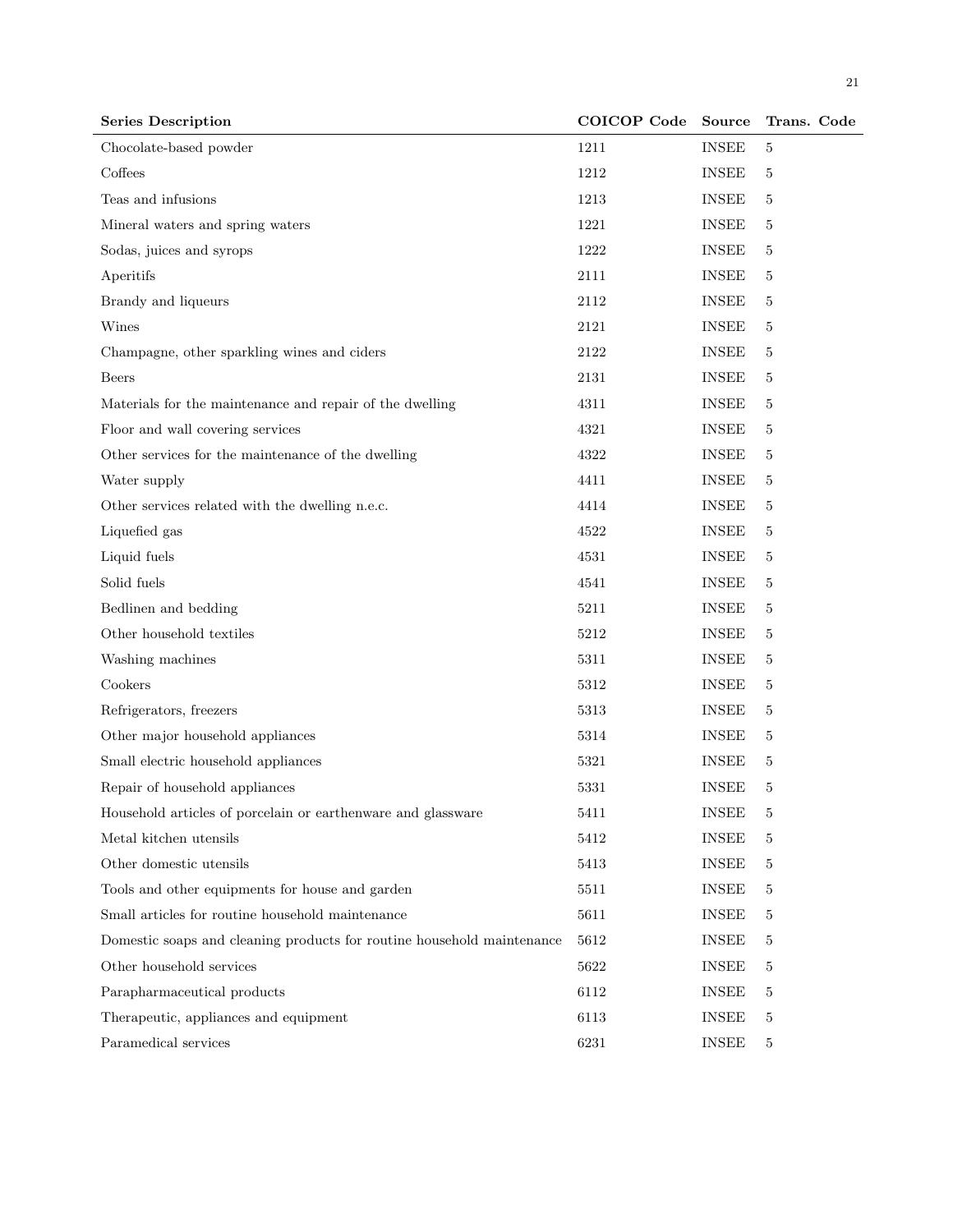| Series Description | COICOP Code | Source | Trans. Code |
|---|---|---|---|
| Chocolate-based powder | 1211 | INSEE | 5 |
| Coffees | 1212 | INSEE | 5 |
| Teas and infusions | 1213 | INSEE | 5 |
| Mineral waters and spring waters | 1221 | INSEE | 5 |
| Sodas, juices and syrops | 1222 | INSEE | 5 |
| Aperitifs | 2111 | INSEE | 5 |
| Brandy and liqueurs | 2112 | INSEE | 5 |
| Wines | 2121 | INSEE | 5 |
| Champagne, other sparkling wines and ciders | 2122 | INSEE | 5 |
| Beers | 2131 | INSEE | 5 |
| Materials for the maintenance and repair of the dwelling | 4311 | INSEE | 5 |
| Floor and wall covering services | 4321 | INSEE | 5 |
| Other services for the maintenance of the dwelling | 4322 | INSEE | 5 |
| Water supply | 4411 | INSEE | 5 |
| Other services related with the dwelling n.e.c. | 4414 | INSEE | 5 |
| Liquefied gas | 4522 | INSEE | 5 |
| Liquid fuels | 4531 | INSEE | 5 |
| Solid fuels | 4541 | INSEE | 5 |
| Bedlinen and bedding | 5211 | INSEE | 5 |
| Other household textiles | 5212 | INSEE | 5 |
| Washing machines | 5311 | INSEE | 5 |
| Cookers | 5312 | INSEE | 5 |
| Refrigerators, freezers | 5313 | INSEE | 5 |
| Other major household appliances | 5314 | INSEE | 5 |
| Small electric household appliances | 5321 | INSEE | 5 |
| Repair of household appliances | 5331 | INSEE | 5 |
| Household articles of porcelain or earthenware and glassware | 5411 | INSEE | 5 |
| Metal kitchen utensils | 5412 | INSEE | 5 |
| Other domestic utensils | 5413 | INSEE | 5 |
| Tools and other equipments for house and garden | 5511 | INSEE | 5 |
| Small articles for routine household maintenance | 5611 | INSEE | 5 |
| Domestic soaps and cleaning products for routine household maintenance | 5612 | INSEE | 5 |
| Other household services | 5622 | INSEE | 5 |
| Parapharmaceutical products | 6112 | INSEE | 5 |
| Therapeutic, appliances and equipment | 6113 | INSEE | 5 |
| Paramedical services | 6231 | INSEE | 5 |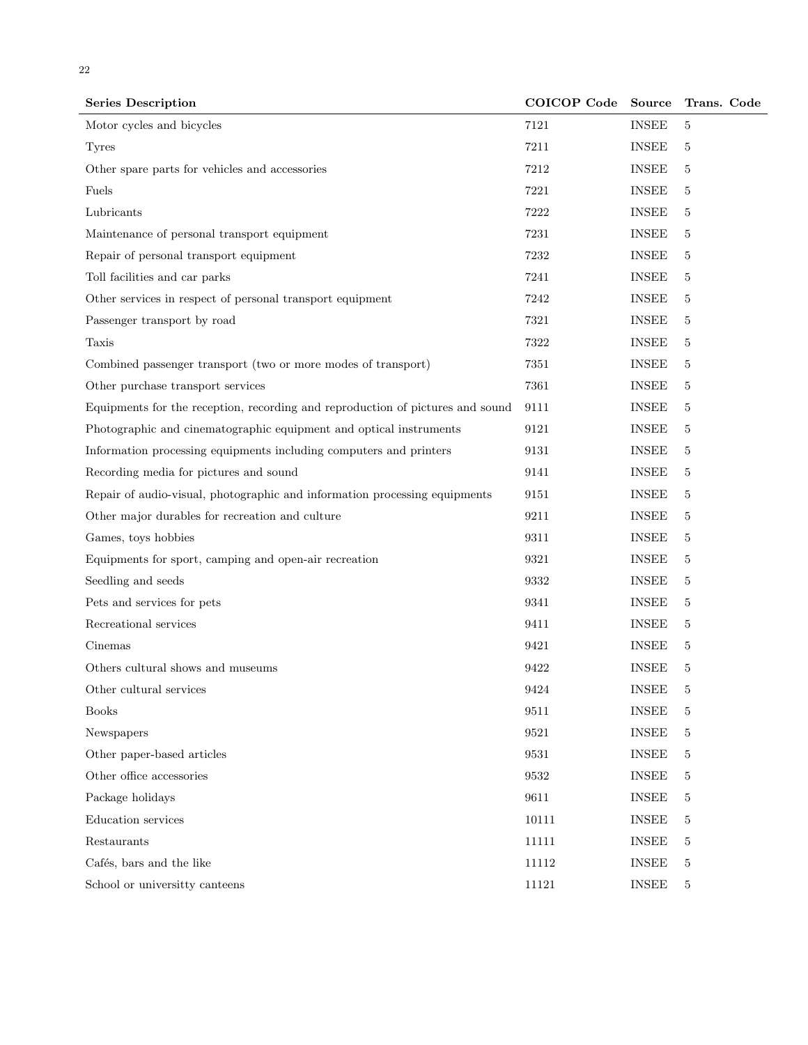| Series Description | COICOP Code | Source | Trans. Code |
|---|---|---|---|
| Motor cycles and bicycles | 7121 | INSEE | 5 |
| Tyres | 7211 | INSEE | 5 |
| Other spare parts for vehicles and accessories | 7212 | INSEE | 5 |
| Fuels | 7221 | INSEE | 5 |
| Lubricants | 7222 | INSEE | 5 |
| Maintenance of personal transport equipment | 7231 | INSEE | 5 |
| Repair of personal transport equipment | 7232 | INSEE | 5 |
| Toll facilities and car parks | 7241 | INSEE | 5 |
| Other services in respect of personal transport equipment | 7242 | INSEE | 5 |
| Passenger transport by road | 7321 | INSEE | 5 |
| Taxis | 7322 | INSEE | 5 |
| Combined passenger transport (two or more modes of transport) | 7351 | INSEE | 5 |
| Other purchase transport services | 7361 | INSEE | 5 |
| Equipments for the reception, recording and reproduction of pictures and sound | 9111 | INSEE | 5 |
| Photographic and cinematographic equipment and optical instruments | 9121 | INSEE | 5 |
| Information processing equipments including computers and printers | 9131 | INSEE | 5 |
| Recording media for pictures and sound | 9141 | INSEE | 5 |
| Repair of audio-visual, photographic and information processing equipments | 9151 | INSEE | 5 |
| Other major durables for recreation and culture | 9211 | INSEE | 5 |
| Games, toys hobbies | 9311 | INSEE | 5 |
| Equipments for sport, camping and open-air recreation | 9321 | INSEE | 5 |
| Seedling and seeds | 9332 | INSEE | 5 |
| Pets and services for pets | 9341 | INSEE | 5 |
| Recreational services | 9411 | INSEE | 5 |
| Cinemas | 9421 | INSEE | 5 |
| Others cultural shows and museums | 9422 | INSEE | 5 |
| Other cultural services | 9424 | INSEE | 5 |
| Books | 9511 | INSEE | 5 |
| Newspapers | 9521 | INSEE | 5 |
| Other paper-based articles | 9531 | INSEE | 5 |
| Other office accessories | 9532 | INSEE | 5 |
| Package holidays | 9611 | INSEE | 5 |
| Education services | 10111 | INSEE | 5 |
| Restaurants | 11111 | INSEE | 5 |
| Cafés, bars and the like | 11112 | INSEE | 5 |
| School or universitty canteens | 11121 | INSEE | 5 |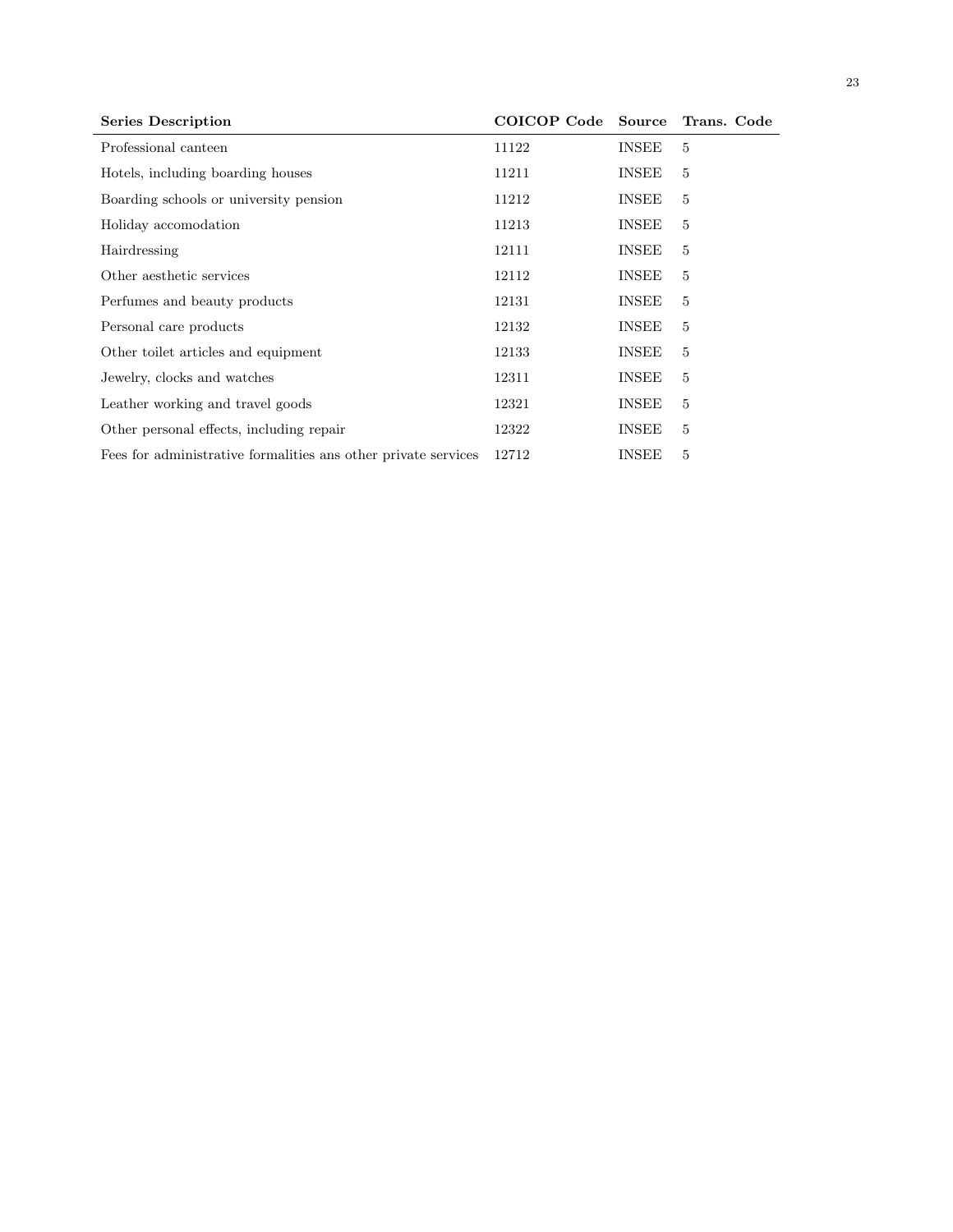| Series Description | COICOP Code | Source | Trans. Code |
|---|---|---|---|
| Professional canteen | 11122 | INSEE | 5 |
| Hotels, including boarding houses | 11211 | INSEE | 5 |
| Boarding schools or university pension | 11212 | INSEE | 5 |
| Holiday accomodation | 11213 | INSEE | 5 |
| Hairdressing | 12111 | INSEE | 5 |
| Other aesthetic services | 12112 | INSEE | 5 |
| Perfumes and beauty products | 12131 | INSEE | 5 |
| Personal care products | 12132 | INSEE | 5 |
| Other toilet articles and equipment | 12133 | INSEE | 5 |
| Jewelry, clocks and watches | 12311 | INSEE | 5 |
| Leather working and travel goods | 12321 | INSEE | 5 |
| Other personal effects, including repair | 12322 | INSEE | 5 |
| Fees for administrative formalities ans other private services | 12712 | INSEE | 5 |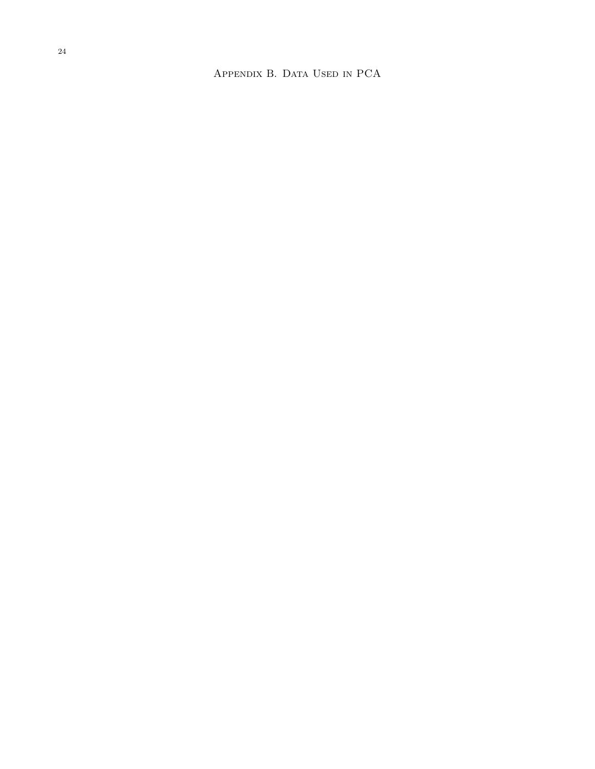# Appendix B. Data Used in PCA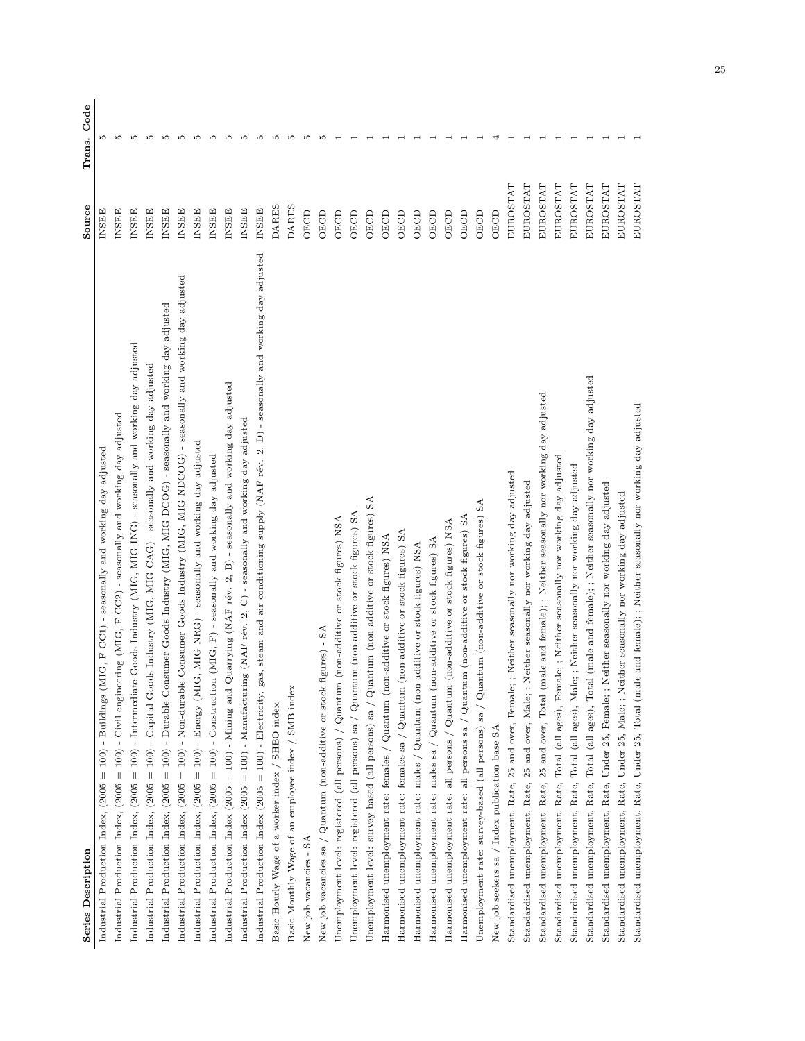| Series Description | Source | Trans. Code |
|---|---|---|
| Industrial Production Index, (2005 = 100) - Buildings (MIG, F CC1) - seasonally and working day adjusted | INSEE | 5 |
| Industrial Production Index, (2005 = 100) - Civil engineering (MIG, F CC2) - seasonally and working day adjusted | INSEE | 5 |
| Industrial Production Index, (2005 = 100) - Intermediate Goods Industry (MIG, MIG ING) - seasonally and working day adjusted | INSEE | 5 |
| Industrial Production Index, (2005 = 100) - Capital Goods Industry (MIG, MIG CAG) - seasonally and working day adjusted | INSEE | 5 |
| Industrial Production Index, (2005 = 100) - Durable Consumer Goods Industry (MIG, MIG DCOG) - seasonally and working day adjusted | INSEE | 5 |
| Industrial Production Index, (2005 = 100) - Non-durable Consumer Goods Industry (MIG, MIG NDCOG) - seasonally and working day adjusted | INSEE | 5 |
| Industrial Production Index, (2005 = 100) - Energy (MIG, MIG NRG) - seasonally and working day adjusted | INSEE | 5 |
| Industrial Production Index, (2005 = 100) - Construction (MIG, F) - seasonally and working day adjusted | INSEE | 5 |
| Industrial Production Index (2005 = 100) - Mining and Quarrying (NAF rév. 2, B) - seasonally and working day adjusted | INSEE | 5 |
| Industrial Production Index (2005 = 100) - Manufacturing (NAF rév. 2, C) - seasonally and working day adjusted | INSEE | 5 |
| Industrial Production Index (2005 = 100) - Electricity, gas, steam and air conditioning supply (NAF rév. 2, D) - seasonally and working day adjusted | INSEE | 5 |
| Basic Hourly Wage of a worker index / SHBO index | DARES | 5 |
| Basic Monthly Wage of an employee index / SMB index | DARES | 5 |
| New job vacancies - SA | OECD | 5 |
| New job vacancies sa / Quantum (non-additive or stock figures) - SA | OECD | 5 |
| Unemployment level: registered (all persons) / Quantum (non-additive or stock figures) NSA | OECD | 1 |
| Unemployment level: registered (all persons) sa / Quantum (non-additive or stock figures) SA | OECD | 1 |
| Unemployment level: survey-based (all persons) sa / Quantum (non-additive or stock figures) SA | OECD | 1 |
| Harmonised unemployment rate: females / Quantum (non-additive or stock figures) NSA | OECD | 1 |
| Harmonised unemployment rate: females sa / Quantum (non-additive or stock figures) SA | OECD | 1 |
| Harmonised unemployment rate: males / Quantum (non-additive or stock figures) NSA | OECD | 1 |
| Harmonised unemployment rate: males sa / Quantum (non-additive or stock figures) SA | OECD | 1 |
| Harmonised unemployment rate: all persons / Quantum (non-additive or stock figures) NSA | OECD | 1 |
| Harmonised unemployment rate: all persons sa / Quantum (non-additive or stock figures) SA | OECD | 1 |
| Unemployment rate: survey-based (all persons) sa / Quantum (non-additive or stock figures) SA | OECD | 1 |
| New job seekers sa / Index publication base SA | OECD | 4 |
| Standardised unemployment, Rate, 25 and over, Female; ; Neither seasonally nor working day adjusted | EUROSTAT | 1 |
| Standardised unemployment, Rate, 25 and over, Male; ; Neither seasonally nor working day adjusted | EUROSTAT | 1 |
| Standardised unemployment, Rate, 25 and over, Total (male and female); ; Neither seasonally nor working day adjusted | EUROSTAT | 1 |
| Standardised unemployment, Rate, Total (all ages), Female; ; Neither seasonally nor working day adjusted | EUROSTAT | 1 |
| Standardised unemployment, Rate, Total (all ages), Male; ; Neither seasonally nor working day adjusted | EUROSTAT | 1 |
| Standardised unemployment, Rate, Total (all ages), Total (male and female); ; Neither seasonally nor working day adjusted | EUROSTAT | 1 |
| Standardised unemployment, Rate, Under 25, Female; ; Neither seasonally nor working day adjusted | EUROSTAT | 1 |
| Standardised unemployment, Rate, Under 25, Male; ; Neither seasonally nor working day adjusted | EUROSTAT | 1 |
| Standardised unemployment, Rate, Under 25, Total (male and female); ; Neither seasonally nor working day adjusted | EUROSTAT | 1 |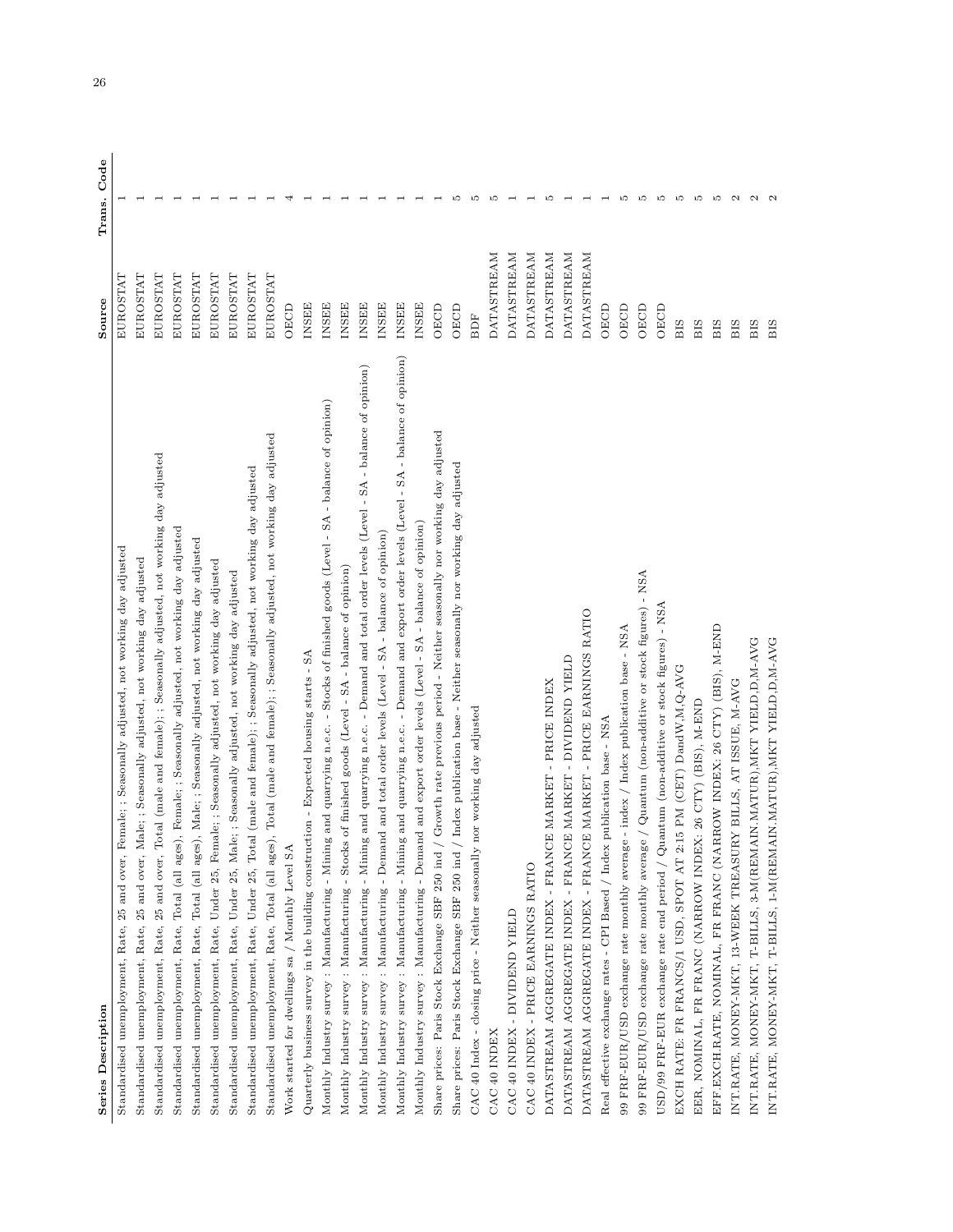| Series Description | Source | Trans. Code |
|---|---|---|
| Standardised unemployment, Rate, 25 and over, Female; ; Seasonally adjusted, not working day adjusted | EUROSTAT | 1 |
| Standardised unemployment, Rate, 25 and over, Male; ; Seasonally adjusted, not working day adjusted | EUROSTAT | 1 |
| Standardised unemployment, Rate, 25 and over, Total (male and female); ; Seasonally adjusted, not working day adjusted | EUROSTAT | 1 |
| Standardised unemployment, Rate, Total (all ages), Female; ; Seasonally adjusted, not working day adjusted | EUROSTAT | 1 |
| Standardised unemployment, Rate, Total (all ages), Male; ; Seasonally adjusted, not working day adjusted | EUROSTAT | 1 |
| Standardised unemployment, Rate, Under 25, Female; ; Seasonally adjusted, not working day adjusted | EUROSTAT | 1 |
| Standardised unemployment, Rate, Under 25, Male; ; Seasonally adjusted, not working day adjusted | EUROSTAT | 1 |
| Standardised unemployment, Rate, Under 25, Total (male and female); ; Seasonally adjusted, not working day adjusted | EUROSTAT | 1 |
| Standardised unemployment, Rate, Total (all ages), Total (male and female); ; Seasonally adjusted, not working day adjusted | EUROSTAT | 1 |
| Work started for dwellings sa / Monthly Level SA | OECD | 4 |
| Quarterly business survey in the building construction - Expected housing starts - SA | INSEE | 1 |
| Monthly Industry survey : Manufacturing - Mining and quarrying n.e.c. - Stocks of finished goods (Level - SA - balance of opinion) | INSEE | 1 |
| Monthly Industry survey : Manufacturing - Stocks of finished goods (Level - SA - balance of opinion) | INSEE | 1 |
| Monthly Industry survey : Manufacturing - Mining and quarrying n.e.c. - Demand and total order levels (Level - SA - balance of opinion) | INSEE | 1 |
| Monthly Industry survey : Manufacturing - Demand and total order levels (Level - SA - balance of opinion) | INSEE | 1 |
| Monthly Industry survey : Manufacturing - Mining and quarrying n.e.c. - Demand and export order levels (Level - SA - balance of opinion) | INSEE | 1 |
| Monthly Industry survey : Manufacturing - Demand and export order levels (Level - SA - balance of opinion) | INSEE | 1 |
| Share prices: Paris Stock Exchange SBF 250 ind / Growth rate previous period - Neither seasonally nor working day adjusted | OECD | 1 |
| Share prices: Paris Stock Exchange SBF 250 ind / Index publication base - Neither seasonally nor working day adjusted | OECD | 5 |
| CAC 40 Index - closing price - Neither seasonally nor working day adjusted | BDF | 5 |
| CAC 40 INDEX | DATASTREAM | 5 |
| CAC 40 INDEX - DIVIDEND YIELD | DATASTREAM | 1 |
| CAC 40 INDEX - PRICE EARNINGS RATIO | DATASTREAM | 1 |
| DATASTREAM AGGREGATE INDEX - FRANCE MARKET - PRICE INDEX | DATASTREAM | 5 |
| DATASTREAM AGGREGATE INDEX - FRANCE MARKET - DIVIDEND YIELD | DATASTREAM | 1 |
| DATASTREAM AGGREGATE INDEX - FRANCE MARKET - PRICE EARNINGS RATIO | DATASTREAM | 1 |
| Real effective exchange rates - CPI Based / Index publication base - NSA | OECD | 1 |
| 99 FRF-EUR/USD exchange rate monthly average - index / Index publication base - NSA | OECD | 5 |
| 99 FRF-EUR/USD exchange rate monthly average / Quantum (non-additive or stock figures) - NSA | OECD | 5 |
| USD/99 FRF-EUR exchange rate end period / Quantum (non-additive or stock figures) - NSA | OECD | 5 |
| EXCH RATE: FR FRANCS/1 USD, SPOT AT 2:15 PM (CET) DandW,M,Q-AVG | BIS | 5 |
| EER, NOMINAL, FR FRANC (NARROW INDEX: 26 CTY) (BIS), M-END | BIS | 5 |
| EFF.EXCH.RATE, NOMINAL, FR FRANC (NARROW INDEX: 26 CTY) (BIS), M-END | BIS | 5 |
| INT.RATE, MONEY-MKT, 13-WEEK TREASURY BILLS, AT ISSUE, M-AVG | BIS | 2 |
| INT.RATE, MONEY-MKT, T-BILLS, 3-M(REMAIN.MATUR),MKT YIELD,D,M-AVG | BIS | 2 |
| INT.RATE, MONEY-MKT, T-BILLS, 1-M(REMAIN.MATUR),MKT YIELD,D,M-AVG | BIS | 2 |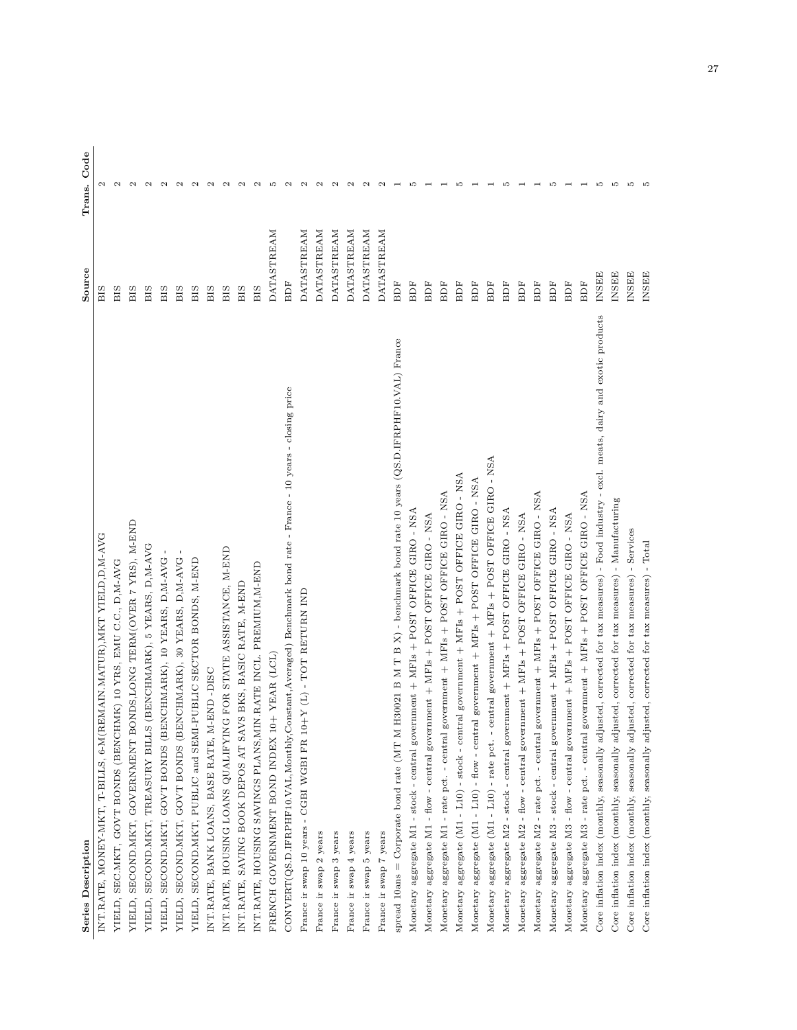| Series Description | Source | Trans. Code |
|---|---|---|
| INT.RATE, MONEY-MKT, T-BILLS, 6-M(REMAIN.MATUR),MKT YIELD,D,M-AVG | BIS | 2 |
| YIELD, SEC.MKT, GOVT BONDS (BENCHMK) 10 YRS, EMU C.C., D,M-AVG | BIS | 2 |
| YIELD, SECOND.MKT, GOVERNMENT BONDS,LONG TERM(OVER 7 YRS), M-END | BIS | 2 |
| YIELD, SECOND.MKT, TREASURY BILLS (BENCHMARK), 5 YEARS, D,M-AVG | BIS | 2 |
| YIELD, SECOND.MKT, GOVT BONDS (BENCHMARK), 10 YEARS, D,M-AVG - | BIS | 2 |
| YIELD, SECOND.MKT, GOVT BONDS (BENCHMARK), 30 YEARS, D,M-AVG - | BIS | 2 |
| YIELD, SECOND.MKT, PUBLIC and SEMI-PUBLIC SECTOR BONDS, M-END | BIS | 2 |
| INT.RATE, BANK LOANS, BASE RATE, M-END -DISC | BIS | 2 |
| INT.RATE, HOUSING LOANS QUALIFYING FOR STATE ASSISTANCE, M-END | BIS | 2 |
| INT.RATE, SAVING BOOK DEPOS AT SAVS BKS, BASIC RATE, M-END | BIS | 2 |
| INT.RATE, HOUSING SAVINGS PLANS,MIN.RATE INCL. PREMIUM,M-END | BIS | 2 |
| FRENCH GOVERNMENT BOND INDEX 10+ YEAR (LCL) | DATASTREAM | 5 |
| CONVERT(QS.D.IFRPHF10.VAL,Monthly,Constant,Averaged) Benchmark bond rate - France - 10 years - closing price | BDF | 2 |
| France ir swap 10 years - CGBI WGBI FR 10+Y (L) - TOT RETURN IND | DATASTREAM | 2 |
| France ir swap 2 years | DATASTREAM | 2 |
| France ir swap 3 years | DATASTREAM | 2 |
| France ir swap 4 years | DATASTREAM | 2 |
| France ir swap 5 years | DATASTREAM | 2 |
| France ir swap 7 years | DATASTREAM | 2 |
| spread 10ans = Corporate bond rate (MT M H30021 B M T B X) - benchmark bond rate 10 years (QS.D.IFRPHF10.VAL) France | BDF | 1 |
| Monetary aggregate M1 - stock - central government + MFIs + POST OFFICE GIRO - NSA | BDF | 5 |
| Monetary aggregate M1 - flow - central government + MFIs + POST OFFICE GIRO - NSA | BDF | 1 |
| Monetary aggregate M1 - rate pct. - central government + MFIs + POST OFFICE GIRO - NSA | BDF | 1 |
| Monetary aggregate (M1 - L10) - stock - central government + MFIs + POST OFFICE GIRO - NSA | BDF | 5 |
| Monetary aggregate (M1 - L10) - flow - central government + MFIs + POST OFFICE GIRO - NSA | BDF | 1 |
| Monetary aggregate (M1 - L10) - rate pct. - central government + MFIs + POST OFFICE GIRO - NSA | BDF | 1 |
| Monetary aggregate M2 - stock - central government + MFIs + POST OFFICE GIRO - NSA | BDF | 5 |
| Monetary aggregate M2 - flow - central government + MFIs + POST OFFICE GIRO - NSA | BDF | 1 |
| Monetary aggregate M2 - rate pct. - central government + MFIs + POST OFFICE GIRO - NSA | BDF | 1 |
| Monetary aggregate M3 - stock - central government + MFIs + POST OFFICE GIRO - NSA | BDF | 5 |
| Monetary aggregate M3 - flow - central government + MFIs + POST OFFICE GIRO - NSA | BDF | 1 |
| Monetary aggregate M3 - rate pct. - central government + MFIs + POST OFFICE GIRO - NSA | BDF | 1 |
| Core inflation index (monthly, seasonally adjusted, corrected for tax measures) - Food industry - excl. meats, dairy and exotic products | INSEE | 5 |
| Core inflation index (monthly, seasonally adjusted, corrected for tax measures) - Manufacturing | INSEE | 5 |
| Core inflation index (monthly, seasonally adjusted, corrected for tax measures) - Services | INSEE | 5 |
| Core inflation index (monthly, seasonally adjusted, corrected for tax measures) - Total | INSEE | 5 |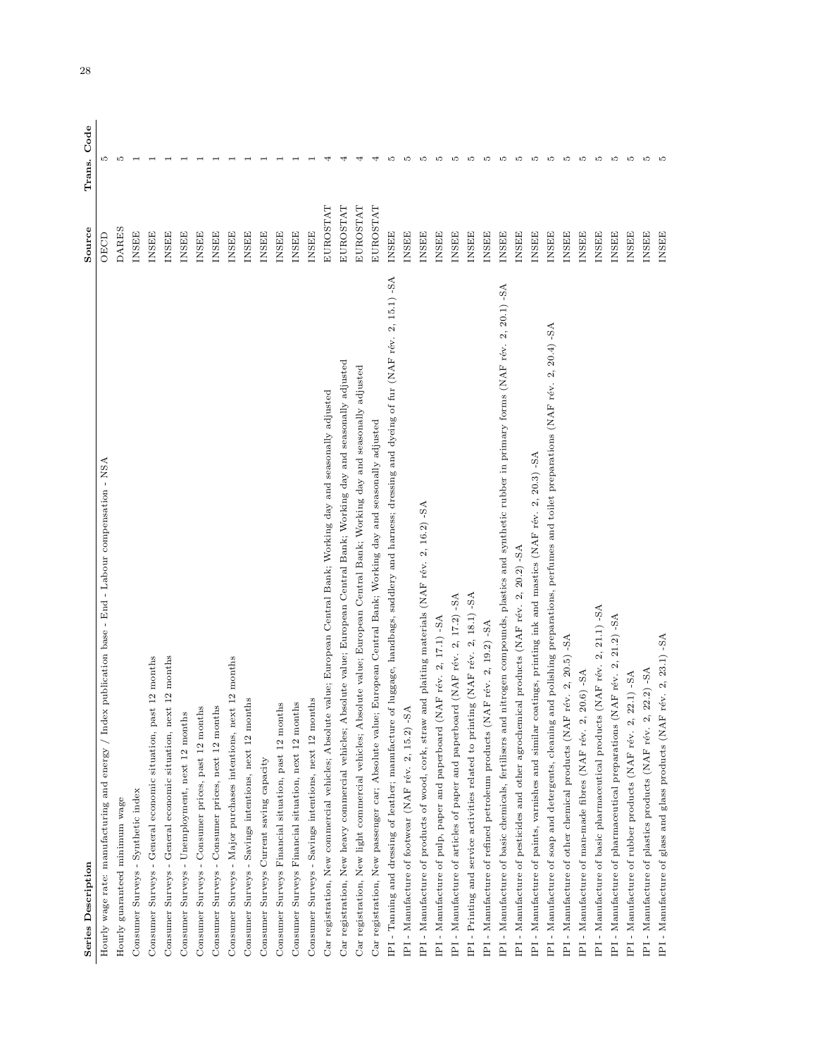| Series Description | Source | Trans. Code |
|---|---|---|
| Hourly wage rate: manufacturing and energy / Index publication base - End - Labour compensation - NSA | OECD | 5 |
| Hourly guaranteed minimum wage | DARES | 5 |
| Consumer Surveys - Synthetic index | INSEE | 1 |
| Consumer Surveys - General economic situation, past 12 months | INSEE | 1 |
| Consumer Surveys - General economic situation, next 12 months | INSEE | 1 |
| Consumer Surveys - Unemployment, next 12 months | INSEE | 1 |
| Consumer Surveys - Consumer prices, past 12 months | INSEE | 1 |
| Consumer Surveys - Consumer prices, next 12 months | INSEE | 1 |
| Consumer Surveys - Major purchases intentions, next 12 months | INSEE | 1 |
| Consumer Surveys - Savings intentions, next 12 months | INSEE | 1 |
| Consumer Surveys Current saving capacity | INSEE | 1 |
| Consumer Surveys Financial situation, past 12 months | INSEE | 1 |
| Consumer Surveys Financial situation, next 12 months | INSEE | 1 |
| Consumer Surveys - Savings intentions, next 12 months | INSEE | 1 |
| Car registration, New commercial vehicles; Absolute value; European Central Bank; Working day and seasonally adjusted | EUROSTAT | 4 |
| Car registration, New heavy commercial vehicles; Absolute value; European Central Bank; Working day and seasonally adjusted | EUROSTAT | 4 |
| Car registration, New light commercial vehicles; Absolute value; European Central Bank; Working day and seasonally adjusted | EUROSTAT | 4 |
| Car registration, New passenger car; Absolute value; European Central Bank; Working day and seasonally adjusted | EUROSTAT | 4 |
| IPI - Tanning and dressing of leather; manufacture of luggage, handbags, saddlery and harness; dressing and dyeing of fur (NAF rév. 2, 15.1) -SA | INSEE | 5 |
| IPI - Manufacture of footwear (NAF rév. 2, 15.2) -SA | INSEE | 5 |
| IPI - Manufacture of products of wood, cork, straw and plaiting materials (NAF rév. 2, 16.2) -SA | INSEE | 5 |
| IPI - Manufacture of pulp, paper and paperboard (NAF rév. 2, 17.1) -SA | INSEE | 5 |
| IPI - Manufacture of articles of paper and paperboard (NAF rév. 2, 17.2) -SA | INSEE | 5 |
| IPI - Printing and service activities related to printing (NAF rév. 2, 18.1) -SA | INSEE | 5 |
| IPI - Manufacture of refined petroleum products (NAF rév. 2, 19.2) -SA | INSEE | 5 |
| IPI - Manufacture of basic chemicals, fertilisers and nitrogen compounds, plastics and synthetic rubber in primary forms (NAF rév. 2, 20.1) -SA | INSEE | 5 |
| IPI - Manufacture of pesticides and other agrochemical products (NAF rév. 2, 20.2) -SA | INSEE | 5 |
| IPI - Manufacture of paints, varnishes and similar coatings, printing ink and mastics (NAF rév. 2, 20.3) -SA | INSEE | 5 |
| IPI - Manufacture of soap and detergents, cleaning and polishing preparations, perfumes and toilet preparations (NAF rév. 2, 20.4) -SA | INSEE | 5 |
| IPI - Manufacture of other chemical products (NAF rév. 2, 20.5) -SA | INSEE | 5 |
| IPI - Manufacture of man-made fibres (NAF rév. 2, 20.6) -SA | INSEE | 5 |
| IPI - Manufacture of basic pharmaceutical products (NAF rév. 2, 21.1) -SA | INSEE | 5 |
| IPI - Manufacture of pharmaceutical preparations (NAF rév. 2, 21.2) -SA | INSEE | 5 |
| IPI - Manufacture of rubber products (NAF rév. 2, 22.1) -SA | INSEE | 5 |
| IPI - Manufacture of plastics products (NAF rév. 2, 22.2) -SA | INSEE | 5 |
| IPI - Manufacture of glass and glass products (NAF rév. 2, 23.1) -SA | INSEE | 5 |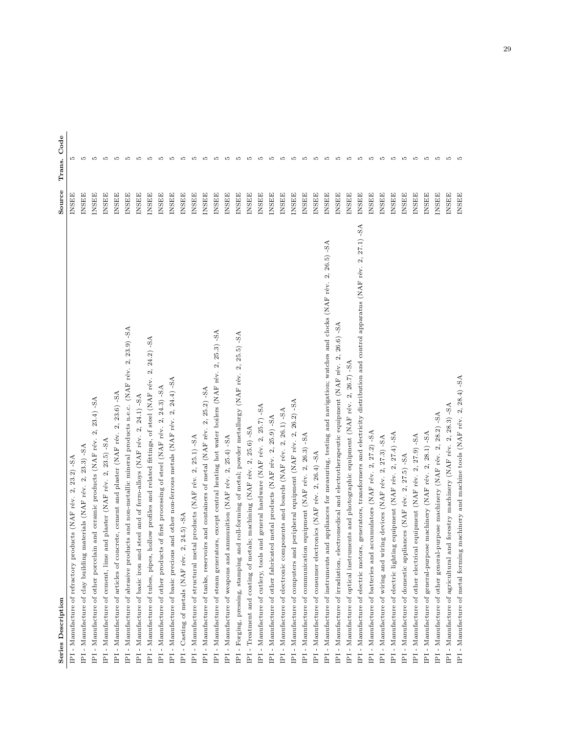| Series Description | Source | Trans. Code |
|---|---|---|
| IPI - Manufacture of refractory products (NAF rév. 2, 23.2) -SA | INSEE | 5 |
| IPI - Manufacture of clay building materials (NAF rév. 2, 23.3) -SA | INSEE | 5 |
| IPI - Manufacture of other porcelain and ceramic products (NAF rév. 2, 23.4) -SA | INSEE | 5 |
| IPI - Manufacture of cement, lime and plaster (NAF rév. 2, 23.5) -SA | INSEE | 5 |
| IPI - Manufacture of articles of concrete, cement and plaster (NAF rév. 2, 23.6) -SA | INSEE | 5 |
| IPI - Manufacture of abrasive products and non-metallic mineral products n.e.c. (NAF rév. 2, 23.9) -SA | INSEE | 5 |
| IPI - Manufacture of basic iron and steel and of ferro-alloys (NAF rév. 2, 24.1) -SA | INSEE | 5 |
| IPI - Manufacture of tubes, pipes, hollow profiles and related fittings, of steel (NAF rév. 2, 24.2) -SA | INSEE | 5 |
| IPI - Manufacture of other products of first processing of steel (NAF rév. 2, 24.3) -SA | INSEE | 5 |
| IPI - Manufacture of basic precious and other non-ferrous metals (NAF rév. 2, 24.4) -SA | INSEE | 5 |
| IPI - Casting of metals (NAF rév. 2, 24.5) -SA | INSEE | 5 |
| IPI - Manufacture of structural metal products (NAF rév. 2, 25.1) -SA | INSEE | 5 |
| IPI - Manufacture of tanks, reservoirs and containers of metal (NAF rév. 2, 25.2) -SA | INSEE | 5 |
| IPI - Manufacture of steam generators, except central heating hot water boilers (NAF rév. 2, 25.3) -SA | INSEE | 5 |
| IPI - Manufacture of weapons and ammunition (NAF rév. 2, 25.4) -SA | INSEE | 5 |
| IPI - Forging, pressing, stamping and roll-forming of metal; powder metallurgy (NAF rév. 2, 25.5) -SA | INSEE | 5 |
| IPI - Treatment and coating of metals; machining (NAF rév. 2, 25.6) -SA | INSEE | 5 |
| IPI - Manufacture of cutlery, tools and general hardware (NAF rév. 2, 25.7) -SA | INSEE | 5 |
| IPI - Manufacture of other fabricated metal products (NAF rév. 2, 25.9) -SA | INSEE | 5 |
| IPI - Manufacture of electronic components and boards (NAF rév. 2, 26.1) -SA | INSEE | 5 |
| IPI - Manufacture of computers and peripheral equipment (NAF rév. 2, 26.2) -SA | INSEE | 5 |
| IPI - Manufacture of communication equipment (NAF rév. 2, 26.3) -SA | INSEE | 5 |
| IPI - Manufacture of consumer electronics (NAF rév. 2, 26.4) -SA | INSEE | 5 |
| IPI - Manufacture of instruments and appliances for measuring, testing and navigation; watches and clocks (NAF rév. 2, 26.5) -SA | INSEE | 5 |
| IPI - Manufacture of irradiation, electromedical and electrotherapeutic equipment (NAF rév. 2, 26.6) -SA | INSEE | 5 |
| IPI - Manufacture of optical instruments and photographic equipment (NAF rév. 2, 26.7) -SA | INSEE | 5 |
| IPI - Manufacture of electric motors, generators, transformers and electricity distribution and control apparatus (NAF rév. 2, 27.1) -SA | INSEE | 5 |
| IPI - Manufacture of batteries and accumulators (NAF rév. 2, 27.2) -SA | INSEE | 5 |
| IPI - Manufacture of wiring and wiring devices (NAF rév. 2, 27.3) -SA | INSEE | 5 |
| IPI - Manufacture of electric lighting equipment (NAF rév. 2, 27.4) -SA | INSEE | 5 |
| IPI - Manufacture of domestic appliances (NAF rév. 2, 27.5) -SA | INSEE | 5 |
| IPI - Manufacture of other electrical equipment (NAF rév. 2, 27.9) -SA | INSEE | 5 |
| IPI - Manufacture of general-purpose machinery (NAF rév. 2, 28.1) -SA | INSEE | 5 |
| IPI - Manufacture of other general-purpose machinery (NAF rév. 2, 28.2) -SA | INSEE | 5 |
| IPI - Manufacture of agricultural and forestry machinery (NAF rév. 2, 28.3) -SA | INSEE | 5 |
| IPI - Manufacture of metal forming machinery and machine tools (NAF rév. 2, 28.4) -SA | INSEE | 5 |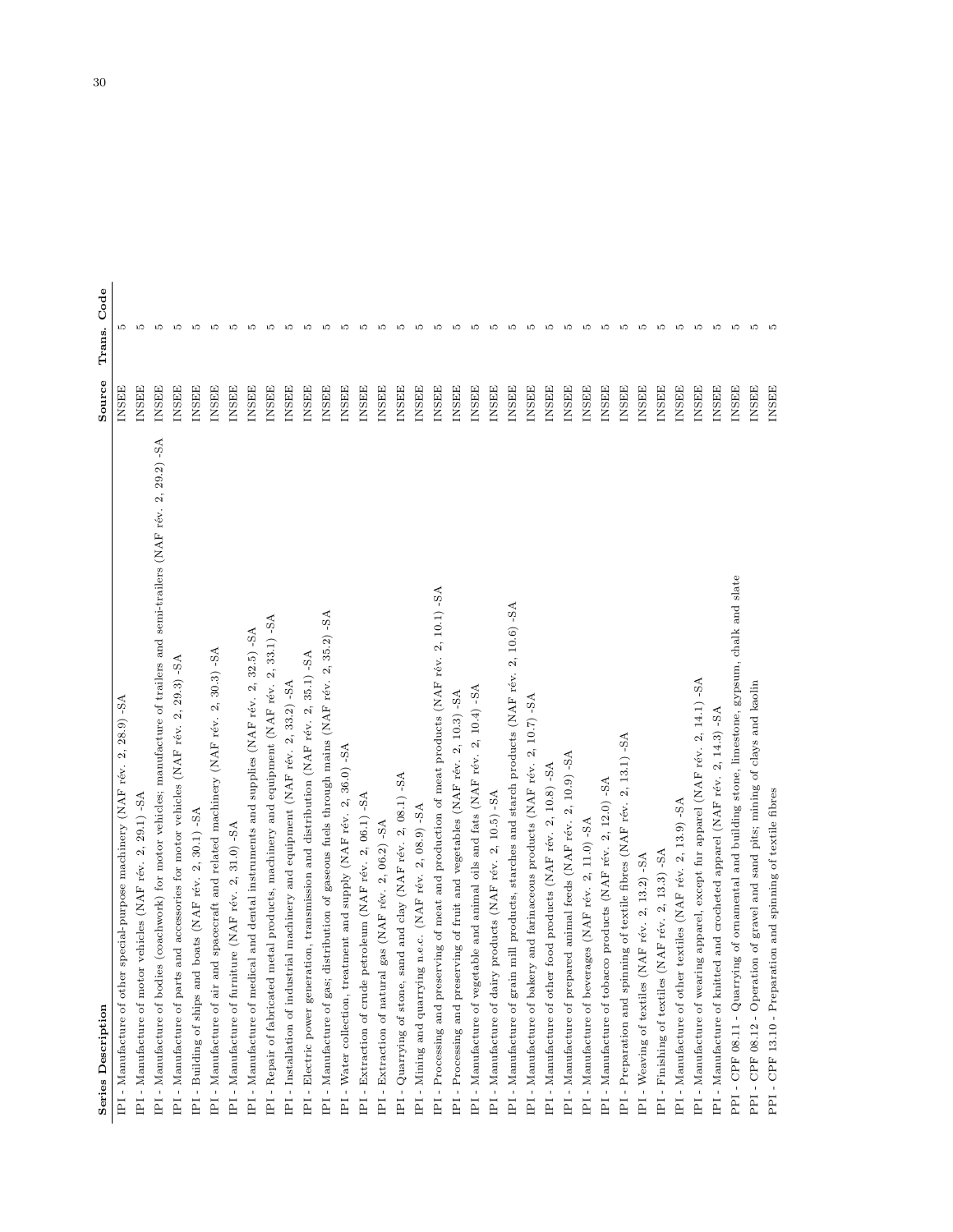| Series Description | Source | Trans. Code |
|---|---|---|
| IPI - Manufacture of other special-purpose machinery (NAF rév. 2, 28.9) -SA | INSEE | 5 |
| IPI - Manufacture of motor vehicles (NAF rév. 2, 29.1) -SA | INSEE | 5 |
| IPI - Manufacture of bodies (coachwork) for motor vehicles; manufacture of trailers and semi-trailers (NAF rév. 2, 29.2) -SA | INSEE | 5 |
| IPI - Manufacture of parts and accessories for motor vehicles (NAF rév. 2, 29.3) -SA | INSEE | 5 |
| IPI - Building of ships and boats (NAF rév. 2, 30.1) -SA | INSEE | 5 |
| IPI - Manufacture of air and spacecraft and related machinery (NAF rév. 2, 30.3) -SA | INSEE | 5 |
| IPI - Manufacture of furniture (NAF rév. 2, 31.0) -SA | INSEE | 5 |
| IPI - Manufacture of medical and dental instruments and supplies (NAF rév. 2, 32.5) -SA | INSEE | 5 |
| IPI - Repair of fabricated metal products, machinery and equipment (NAF rév. 2, 33.1) -SA | INSEE | 5 |
| IPI - Installation of industrial machinery and equipment (NAF rév. 2, 33.2) -SA | INSEE | 5 |
| IPI - Electric power generation, transmission and distribution (NAF rév. 2, 35.1) -SA | INSEE | 5 |
| IPI - Manufacture of gas; distribution of gaseous fuels through mains (NAF rév. 2, 35.2) -SA | INSEE | 5 |
| IPI - Water collection, treatment and supply (NAF rév. 2, 36.0) -SA | INSEE | 5 |
| IPI - Extraction of crude petroleum (NAF rév. 2, 06.1) -SA | INSEE | 5 |
| IPI - Extraction of natural gas (NAF rév. 2, 06.2) -SA | INSEE | 5 |
| IPI - Quarrying of stone, sand and clay (NAF rév. 2, 08.1) -SA | INSEE | 5 |
| IPI - Mining and quarrying n.e.c. (NAF rév. 2, 08.9) -SA | INSEE | 5 |
| IPI - Processing and preserving of meat and production of meat products (NAF rév. 2, 10.1) -SA | INSEE | 5 |
| IPI - Processing and preserving of fruit and vegetables (NAF rév. 2, 10.3) -SA | INSEE | 5 |
| IPI - Manufacture of vegetable and animal oils and fats (NAF rév. 2, 10.4) -SA | INSEE | 5 |
| IPI - Manufacture of dairy products (NAF rév. 2, 10.5) -SA | INSEE | 5 |
| IPI - Manufacture of grain mill products, starches and starch products (NAF rév. 2, 10.6) -SA | INSEE | 5 |
| IPI - Manufacture of bakery and farinaceous products (NAF rév. 2, 10.7) -SA | INSEE | 5 |
| IPI - Manufacture of other food products (NAF rév. 2, 10.8) -SA | INSEE | 5 |
| IPI - Manufacture of prepared animal feeds (NAF rév. 2, 10.9) -SA | INSEE | 5 |
| IPI - Manufacture of beverages (NAF rév. 2, 11.0) -SA | INSEE | 5 |
| IPI - Manufacture of tobacco products (NAF rév. 2, 12.0) -SA | INSEE | 5 |
| IPI - Preparation and spinning of textile fibres (NAF rév. 2, 13.1) -SA | INSEE | 5 |
| IPI - Weaving of textiles (NAF rév. 2, 13.2) -SA | INSEE | 5 |
| IPI - Finishing of textiles (NAF rév. 2, 13.3) -SA | INSEE | 5 |
| IPI - Manufacture of other textiles (NAF rév. 2, 13.9) -SA | INSEE | 5 |
| IPI - Manufacture of wearing apparel, except fur apparel (NAF rév. 2, 14.1) -SA | INSEE | 5 |
| IPI - Manufacture of knitted and crocheted apparel (NAF rév. 2, 14.3) -SA | INSEE | 5 |
| PPI - CPF 08.11 - Quarrying of ornamental and building stone, limestone, gypsum, chalk and slate | INSEE | 5 |
| PPI - CPF 08.12 - Operation of gravel and sand pits; mining of clays and kaolin | INSEE | 5 |
| PPI - CPF 13.10 - Preparation and spinning of textile fibres | INSEE | 5 |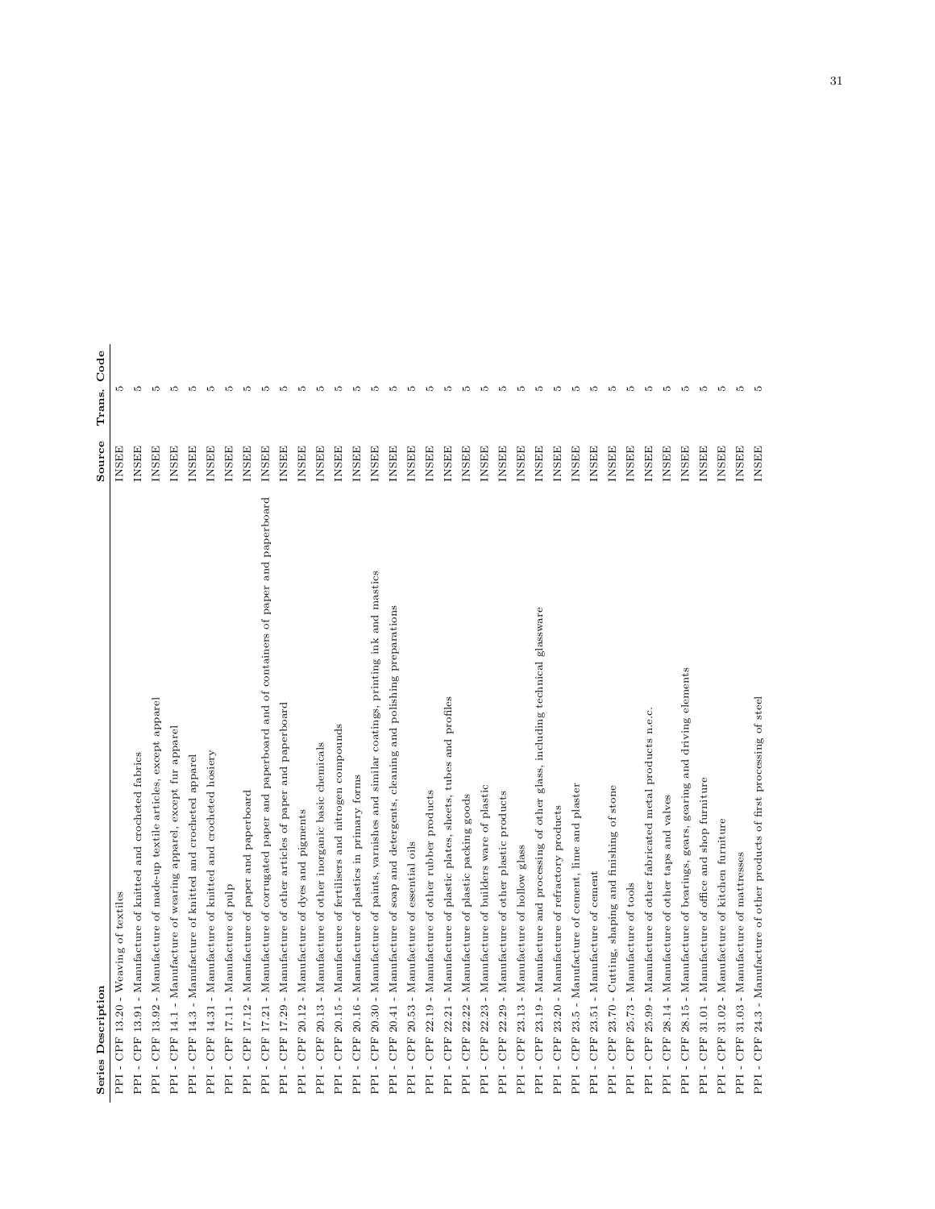| Series Description | Source | Trans. Code |
| --- | --- | --- |
| PPI - CPF 13.20 - Weaving of textiles | INSEE | 5 |
| PPI - CPF 13.91 - Manufacture of knitted and crocheted fabrics | INSEE | 5 |
| PPI - CPF 13.92 - Manufacture of made-up textile articles, except apparel | INSEE | 5 |
| PPI - CPF 14.1 - Manufacture of wearing apparel, except fur apparel | INSEE | 5 |
| PPI - CPF 14.3 - Manufacture of knitted and crocheted apparel | INSEE | 5 |
| PPI - CPF 14.31 - Manufacture of knitted and crocheted hosiery | INSEE | 5 |
| PPI - CPF 17.11 - Manufacture of pulp | INSEE | 5 |
| PPI - CPF 17.12 - Manufacture of paper and paperboard | INSEE | 5 |
| PPI - CPF 17.21 - Manufacture of corrugated paper and paperboard and of containers of paper and paperboard | INSEE | 5 |
| PPI - CPF 17.29 - Manufacture of other articles of paper and paperboard | INSEE | 5 |
| PPI - CPF 20.12 - Manufacture of dyes and pigments | INSEE | 5 |
| PPI - CPF 20.13 - Manufacture of other inorganic basic chemicals | INSEE | 5 |
| PPI - CPF 20.15 - Manufacture of fertilisers and nitrogen compounds | INSEE | 5 |
| PPI - CPF 20.16 - Manufacture of plastics in primary forms | INSEE | 5 |
| PPI - CPF 20.30 - Manufacture of paints, varnishes and similar coatings, printing ink and mastics | INSEE | 5 |
| PPI - CPF 20.41 - Manufacture of soap and detergents, cleaning and polishing preparations | INSEE | 5 |
| PPI - CPF 20.53 - Manufacture of essential oils | INSEE | 5 |
| PPI - CPF 22.19 - Manufacture of other rubber products | INSEE | 5 |
| PPI - CPF 22.21 - Manufacture of plastic plates, sheets, tubes and profiles | INSEE | 5 |
| PPI - CPF 22.22 - Manufacture of plastic packing goods | INSEE | 5 |
| PPI - CPF 22.23 - Manufacture of builders ware of plastic | INSEE | 5 |
| PPI - CPF 22.29 - Manufacture of other plastic products | INSEE | 5 |
| PPI - CPF 23.13 - Manufacture of hollow glass | INSEE | 5 |
| PPI - CPF 23.19 - Manufacture and processing of other glass, including technical glassware | INSEE | 5 |
| PPI - CPF 23.20 - Manufacture of refractory products | INSEE | 5 |
| PPI - CPF 23.5 - Manufacture of cement, lime and plaster | INSEE | 5 |
| PPI - CPF 23.51 - Manufacture of cement | INSEE | 5 |
| PPI - CPF 23.70 - Cutting, shaping and finishing of stone | INSEE | 5 |
| PPI - CPF 25.73 - Manufacture of tools | INSEE | 5 |
| PPI - CPF 25.99 - Manufacture of other fabricated metal products n.e.c. | INSEE | 5 |
| PPI - CPF 28.14 - Manufacture of other taps and valves | INSEE | 5 |
| PPI - CPF 28.15 - Manufacture of bearings, gears, gearing and driving elements | INSEE | 5 |
| PPI - CPF 31.01 - Manufacture of office and shop furniture | INSEE | 5 |
| PPI - CPF 31.02 - Manufacture of kitchen furniture | INSEE | 5 |
| PPI - CPF 31.03 - Manufacture of mattresses | INSEE | 5 |
| PPI - CPF 24.3 - Manufacture of other products of first processing of steel | INSEE | 5 |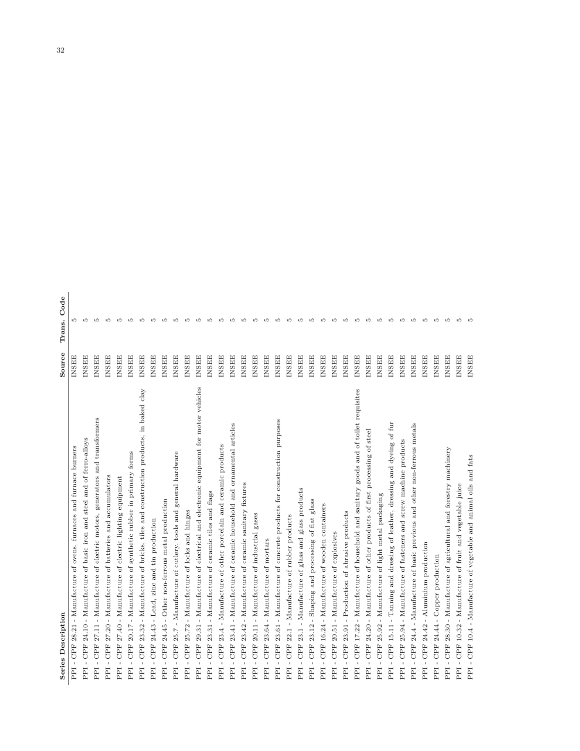| Series Description | Source | Trans. Code |
|---|---|---|
| PPI - CPF 28.21 - Manufacture of ovens, furnaces and furnace burners | INSEE | 5 |
| PPI - CPF 24.10 - Manufacture of basic iron and steel and of ferro-alloys | INSEE | 5 |
| PPI - CPF 27.11 - Manufacture of electric motors, generators and transformers | INSEE | 5 |
| PPI - CPF 27.20 - Manufacture of batteries and accumulators | INSEE | 5 |
| PPI - CPF 27.40 - Manufacture of electric lighting equipment | INSEE | 5 |
| PPI - CPF 20.17 - Manufacture of synthetic rubber in primary forms | INSEE | 5 |
| PPI - CPF 23.32 - Manufacture of bricks, tiles and construction products, in baked clay | INSEE | 5 |
| PPI - CPF 24.43 - Lead, zinc and tin production | INSEE | 5 |
| PPI - CPF 24.45 - Other non-ferrous metal production | INSEE | 5 |
| PPI - CPF 25.7 - Manufacture of cutlery, tools and general hardware | INSEE | 5 |
| PPI - CPF 25.72 - Manufacture of locks and hinges | INSEE | 5 |
| PPI - CPF 29.31 - Manufacture of electrical and electronic equipment for motor vehicles | INSEE | 5 |
| PPI - CPF 23.31 - Manufacture of ceramic tiles and flags | INSEE | 5 |
| PPI - CPF 23.4 - Manufacture of other porcelain and ceramic products | INSEE | 5 |
| PPI - CPF 23.41 - Manufacture of ceramic household and ornamental articles | INSEE | 5 |
| PPI - CPF 23.42 - Manufacture of ceramic sanitary fixtures | INSEE | 5 |
| PPI - CPF 20.11 - Manufacture of industrial gases | INSEE | 5 |
| PPI - CPF 23.64 - Manufacture of mortars | INSEE | 5 |
| PPI - CPF 23.61 - Manufacture of concrete products for construction purposes | INSEE | 5 |
| PPI - CPF 22.1 - Manufacture of rubber products | INSEE | 5 |
| PPI - CPF 23.1 - Manufacture of glass and glass products | INSEE | 5 |
| PPI - CPF 23.12 - Shaping and processing of flat glass | INSEE | 5 |
| PPI - CPF 16.24 - Manufacture of wooden containers | INSEE | 5 |
| PPI - CPF 20.51 - Manufacture of explosives | INSEE | 5 |
| PPI - CPF 23.91 - Production of abrasive products | INSEE | 5 |
| PPI - CPF 17.22 - Manufacture of household and sanitary goods and of toilet requisites | INSEE | 5 |
| PPI - CPF 24.20 - Manufacture of other products of first processing of steel | INSEE | 5 |
| PPI - CPF 25.92 - Manufacture of light metal packaging | INSEE | 5 |
| PPI - CPF 15.11 - Tanning and dressing of leather, dressing and dyeing of fur | INSEE | 5 |
| PPI - CPF 25.94 - Manufacture of fasteners and screw machine products | INSEE | 5 |
| PPI - CPF 24.4 - Manufacture of basic previous and other non-ferrous metals | INSEE | 5 |
| PPI - CPF 24.42 - Aluminium production | INSEE | 5 |
| PPI - CPF 24.44 - Copper production | INSEE | 5 |
| PPI - CPF 28.30 - Manufacture of agricultural and forestry machinery | INSEE | 5 |
| PPI - CPF 10.32 - Manufacture of fruit and vegetable juice | INSEE | 5 |
| PPI - CPF 10.4 - Manufacture of vegetable and animal oils and fats | INSEE | 5 |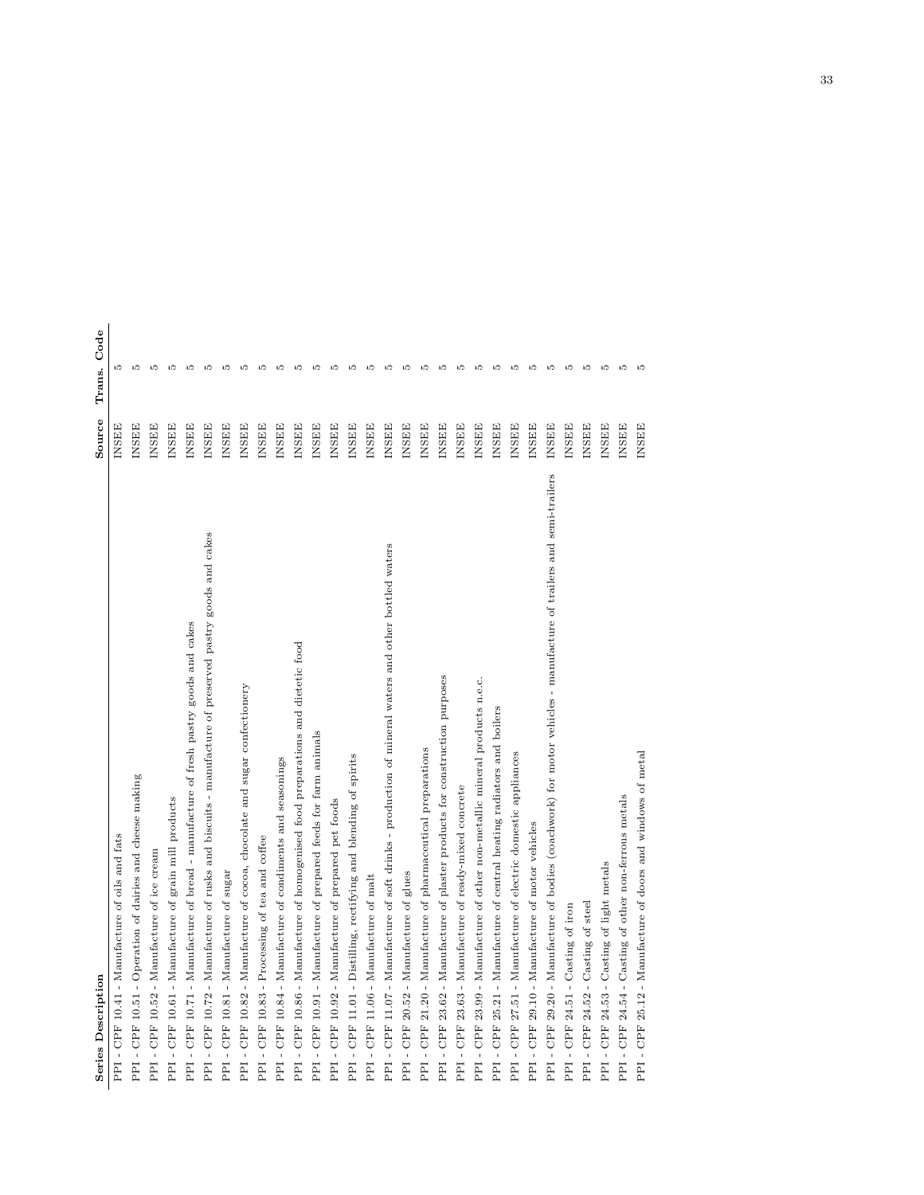| Series Description | Source | Trans. Code |
|---|---|---|
| PPI - CPF 10.41 - Manufacture of oils and fats | INSEE | 5 |
| PPI - CPF 10.51 - Operation of dairies and cheese making | INSEE | 5 |
| PPI - CPF 10.52 - Manufacture of ice cream | INSEE | 5 |
| PPI - CPF 10.61 - Manufacture of grain mill products | INSEE | 5 |
| PPI - CPF 10.71 - Manufacture of bread - manufacture of fresh pastry goods and cakes | INSEE | 5 |
| PPI - CPF 10.72 - Manufacture of rusks and biscuits - manufacture of preserved pastry goods and cakes | INSEE | 5 |
| PPI - CPF 10.81 - Manufacture of sugar | INSEE | 5 |
| PPI - CPF 10.82 - Manufacture of cocoa, chocolate and sugar confectionery | INSEE | 5 |
| PPI - CPF 10.83 - Processing of tea and coffee | INSEE | 5 |
| PPI - CPF 10.84 - Manufacture of condiments and seasonings | INSEE | 5 |
| PPI - CPF 10.86 - Manufacture of homogenised food preparations and dietetic food | INSEE | 5 |
| PPI - CPF 10.91 - Manufacture of prepared feeds for farm animals | INSEE | 5 |
| PPI - CPF 10.92 - Manufacture of prepared pet foods | INSEE | 5 |
| PPI - CPF 11.01 - Distilling, rectifying and blending of spirits | INSEE | 5 |
| PPI - CPF 11.06 - Manufacture of malt | INSEE | 5 |
| PPI - CPF 11.07 - Manufacture of soft drinks - production of mineral waters and other bottled waters | INSEE | 5 |
| PPI - CPF 20.52 - Manufacture of glues | INSEE | 5 |
| PPI - CPF 21.20 - Manufacture of pharmaceutical preparations | INSEE | 5 |
| PPI - CPF 23.62 - Manufacture of plaster products for construction purposes | INSEE | 5 |
| PPI - CPF 23.63 - Manufacture of ready-mixed concrete | INSEE | 5 |
| PPI - CPF 23.99 - Manufacture of other non-metallic mineral products n.e.c. | INSEE | 5 |
| PPI - CPF 25.21 - Manufacture of central heating radiators and boilers | INSEE | 5 |
| PPI - CPF 27.51 - Manufacture of electric domestic appliances | INSEE | 5 |
| PPI - CPF 29.10 - Manufacture of motor vehicles | INSEE | 5 |
| PPI - CPF 29.20 - Manufacture of bodies (coachwork) for motor vehicles - manufacture of trailers and semi-trailers | INSEE | 5 |
| PPI - CPF 24.51 - Casting of iron | INSEE | 5 |
| PPI - CPF 24.52 - Casting of steel | INSEE | 5 |
| PPI - CPF 24.53 - Casting of light metals | INSEE | 5 |
| PPI - CPF 24.54 - Casting of other non-ferrous metals | INSEE | 5 |
| PPI - CPF 25.12 - Manufacture of doors and windows of metal | INSEE | 5 |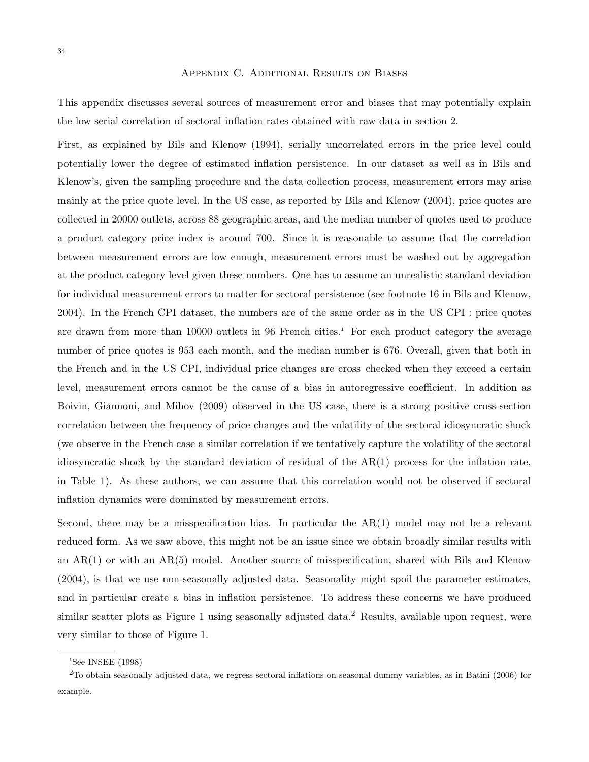# Appendix C. Additional Results on Biases

This appendix discusses several sources of measurement error and biases that may potentially explain the low serial correlation of sectoral inflation rates obtained with raw data in section 2.

First, as explained by Bils and Klenow (1994), serially uncorrelated errors in the price level could potentially lower the degree of estimated inflation persistence. In our dataset as well as in Bils and Klenow's, given the sampling procedure and the data collection process, measurement errors may arise mainly at the price quote level. In the US case, as reported by Bils and Klenow (2004), price quotes are collected in 20000 outlets, across 88 geographic areas, and the median number of quotes used to produce a product category price index is around 700. Since it is reasonable to assume that the correlation between measurement errors are low enough, measurement errors must be washed out by aggregation at the product category level given these numbers. One has to assume an unrealistic standard deviation for individual measurement errors to matter for sectoral persistence (see footnote 16 in Bils and Klenow, 2004). In the French CPI dataset, the numbers are of the same order as in the US CPI : price quotes are drawn from more than 10000 outlets in 96 French cities.[1] For each product category the average number of price quotes is 953 each month, and the median number is 676. Overall, given that both in the French and in the US CPI, individual price changes are cross–checked when they exceed a certain level, measurement errors cannot be the cause of a bias in autoregressive coefficient. In addition as Boivin, Giannoni, and Mihov (2009) observed in the US case, there is a strong positive cross-section correlation between the frequency of price changes and the volatility of the sectoral idiosyncratic shock (we observe in the French case a similar correlation if we tentatively capture the volatility of the sectoral idiosyncratic shock by the standard deviation of residual of the AR(1) process for the inflation rate, in Table 1). As these authors, we can assume that this correlation would not be observed if sectoral inflation dynamics were dominated by measurement errors.

Second, there may be a misspecification bias. In particular the AR(1) model may not be a relevant reduced form. As we saw above, this might not be an issue since we obtain broadly similar results with an AR(1) or with an AR(5) model. Another source of misspecification, shared with Bils and Klenow (2004), is that we use non-seasonally adjusted data. Seasonality might spoil the parameter estimates, and in particular create a bias in inflation persistence. To address these concerns we have produced similar scatter plots as Figure 1 using seasonally adjusted data.[2] Results, available upon request, were very similar to those of Figure 1.

---

[1] See INSEE (1998)

[2] To obtain seasonally adjusted data, we regress sectoral inflations on seasonal dummy variables, as in Batini (2006) for example.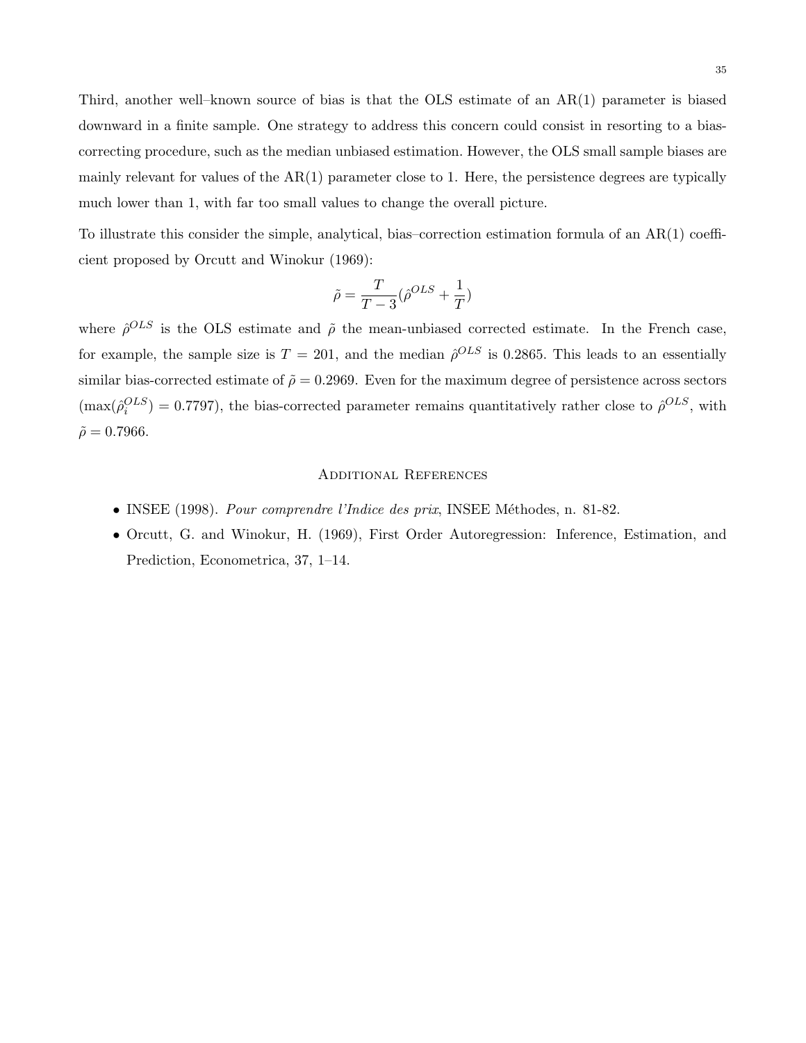Third, another well–known source of bias is that the OLS estimate of an AR(1) parameter is biased downward in a finite sample. One strategy to address this concern could consist in resorting to a bias-correcting procedure, such as the median unbiased estimation. However, the OLS small sample biases are mainly relevant for values of the AR(1) parameter close to 1. Here, the persistence degrees are typically much lower than 1, with far too small values to change the overall picture.

To illustrate this consider the simple, analytical, bias–correction estimation formula of an AR(1) coefficient proposed by Orcutt and Winokur (1969):

$$\tilde{\rho} = \frac{T}{T-3}(\hat{\rho}^{OLS} + \frac{1}{T})$$

where $\hat{\rho}^{OLS}$ is the OLS estimate and $\tilde{\rho}$ the mean-unbiased corrected estimate. In the French case, for example, the sample size is $T = 201$, and the median $\hat{\rho}^{OLS}$ is 0.2865. This leads to an essentially similar bias-corrected estimate of $\tilde{\rho} = 0.2969$. Even for the maximum degree of persistence across sectors ($\max(\hat{\rho}_i^{OLS}) = 0.7797$), the bias-corrected parameter remains quantitatively rather close to $\hat{\rho}^{OLS}$, with $\tilde{\rho} = 0.7966$.

## Additional References

- INSEE (1998). *Pour comprendre l'Indice des prix*, INSEE Méthodes, n. 81-82.
- Orcutt, G. and Winokur, H. (1969), First Order Autoregression: Inference, Estimation, and Prediction, Econometrica, 37, 1–14.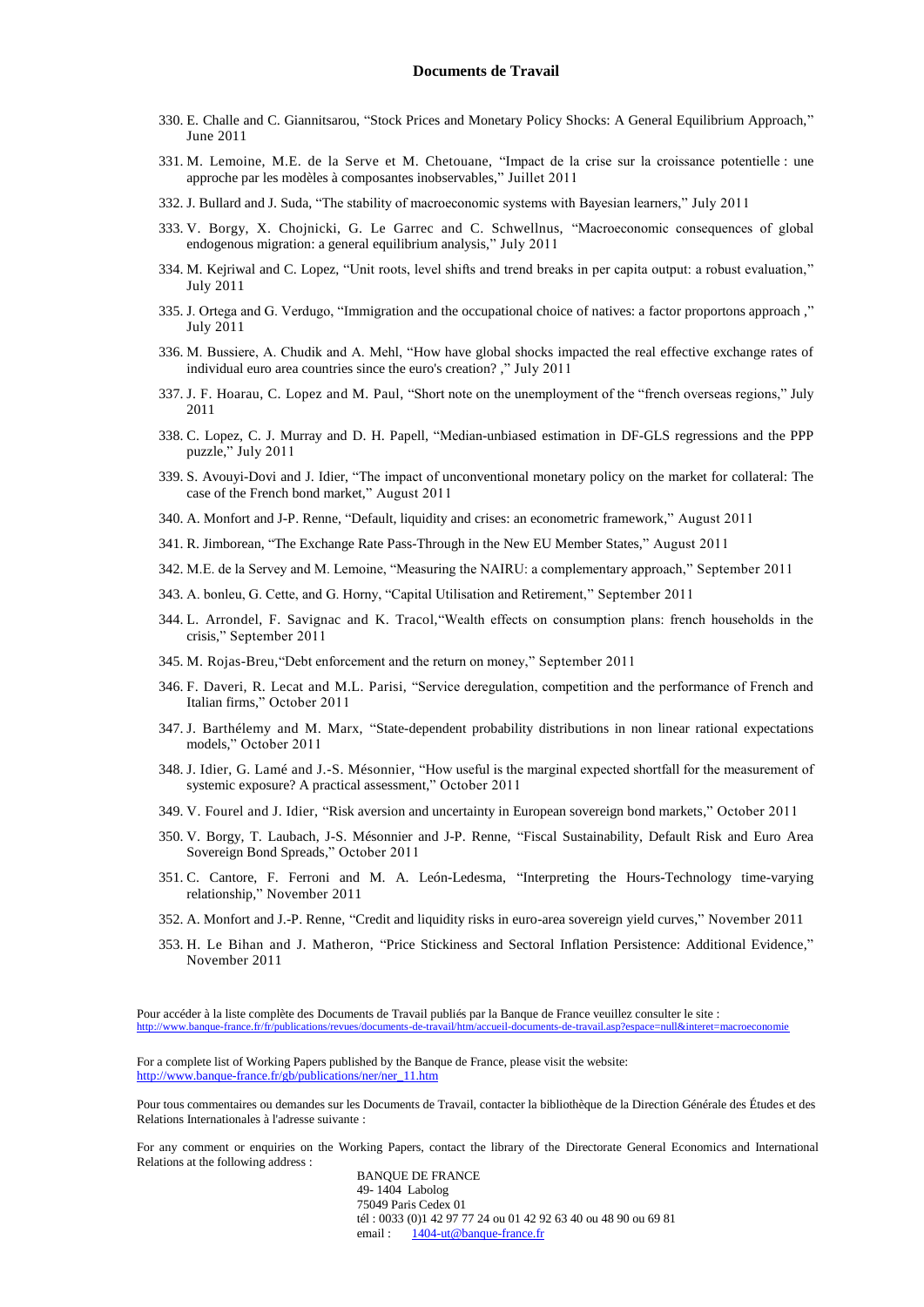# Documents de Travail

330. E. Challe and C. Giannitsarou, "Stock Prices and Monetary Policy Shocks: A General Equilibrium Approach," June 2011
331. M. Lemoine, M.E. de la Serve et M. Chetouane, "Impact de la crise sur la croissance potentielle : une approche par les modèles à composantes inobservables," Juillet 2011
332. J. Bullard and J. Suda, "The stability of macroeconomic systems with Bayesian learners," July 2011
333. V. Borgy, X. Chojnicki, G. Le Garrec and C. Schwellnus, "Macroeconomic consequences of global endogenous migration: a general equilibrium analysis," July 2011
334. M. Kejriwal and C. Lopez, "Unit roots, level shifts and trend breaks in per capita output: a robust evaluation," July 2011
335. J. Ortega and G. Verdugo, "Immigration and the occupational choice of natives: a factor proportons approach ," July 2011
336. M. Bussiere, A. Chudik and A. Mehl, "How have global shocks impacted the real effective exchange rates of individual euro area countries since the euro's creation? ," July 2011
337. J. F. Hoarau, C. Lopez and M. Paul, "Short note on the unemployment of the "french overseas regions," July 2011
338. C. Lopez, C. J. Murray and D. H. Papell, "Median-unbiased estimation in DF-GLS regressions and the PPP puzzle," July 2011
339. S. Avouyi-Dovi and J. Idier, "The impact of unconventional monetary policy on the market for collateral: The case of the French bond market," August 2011
340. A. Monfort and J-P. Renne, "Default, liquidity and crises: an econometric framework," August 2011
341. R. Jimborean, "The Exchange Rate Pass-Through in the New EU Member States," August 2011
342. M.E. de la Servey and M. Lemoine, "Measuring the NAIRU: a complementary approach," September 2011
343. A. bonleu, G. Cette, and G. Horny, "Capital Utilisation and Retirement," September 2011
344. L. Arrondel, F. Savignac and K. Tracol,"Wealth effects on consumption plans: french households in the crisis," September 2011
345. M. Rojas-Breu,"Debt enforcement and the return on money," September 2011
346. F. Daveri, R. Lecat and M.L. Parisi, "Service deregulation, competition and the performance of French and Italian firms," October 2011
347. J. Barthélemy and M. Marx, "State-dependent probability distributions in non linear rational expectations models," October 2011
348. J. Idier, G. Lamé and J.-S. Mésonnier, "How useful is the marginal expected shortfall for the measurement of systemic exposure? A practical assessment," October 2011
349. V. Fourel and J. Idier, "Risk aversion and uncertainty in European sovereign bond markets," October 2011
350. V. Borgy, T. Laubach, J-S. Mésonnier and J-P. Renne, "Fiscal Sustainability, Default Risk and Euro Area Sovereign Bond Spreads," October 2011
351. C. Cantore, F. Ferroni and M. A. León-Ledesma, "Interpreting the Hours-Technology time-varying relationship," November 2011
352. A. Monfort and J.-P. Renne, "Credit and liquidity risks in euro-area sovereign yield curves," November 2011
353. H. Le Bihan and J. Matheron, "Price Stickiness and Sectoral Inflation Persistence: Additional Evidence," November 2011

Pour accéder à la liste complète des Documents de Travail publiés par la Banque de France veuillez consulter le site :
http://www.banque-france.fr/fr/publications/revues/documents-de-travail/htm/accueil-documents-de-travail.asp?espace=null&interet=macroeconomie

For a complete list of Working Papers published by the Banque de France, please visit the website:
http://www.banque-france.fr/gb/publications/ner/ner_11.htm

Pour tous commentaires ou demandes sur les Documents de Travail, contacter la bibliothèque de la Direction Générale des Études et des Relations Internationales à l'adresse suivante :

For any comment or enquiries on the Working Papers, contact the library of the Directorate General Economics and International Relations at the following address :

BANQUE DE FRANCE
49- 1404 Labolog
75049 Paris Cedex 01
tél : 0033 (0)1 42 97 77 24 ou 01 42 92 63 40 ou 48 90 ou 69 81
email : 1404-ut@banque-france.fr